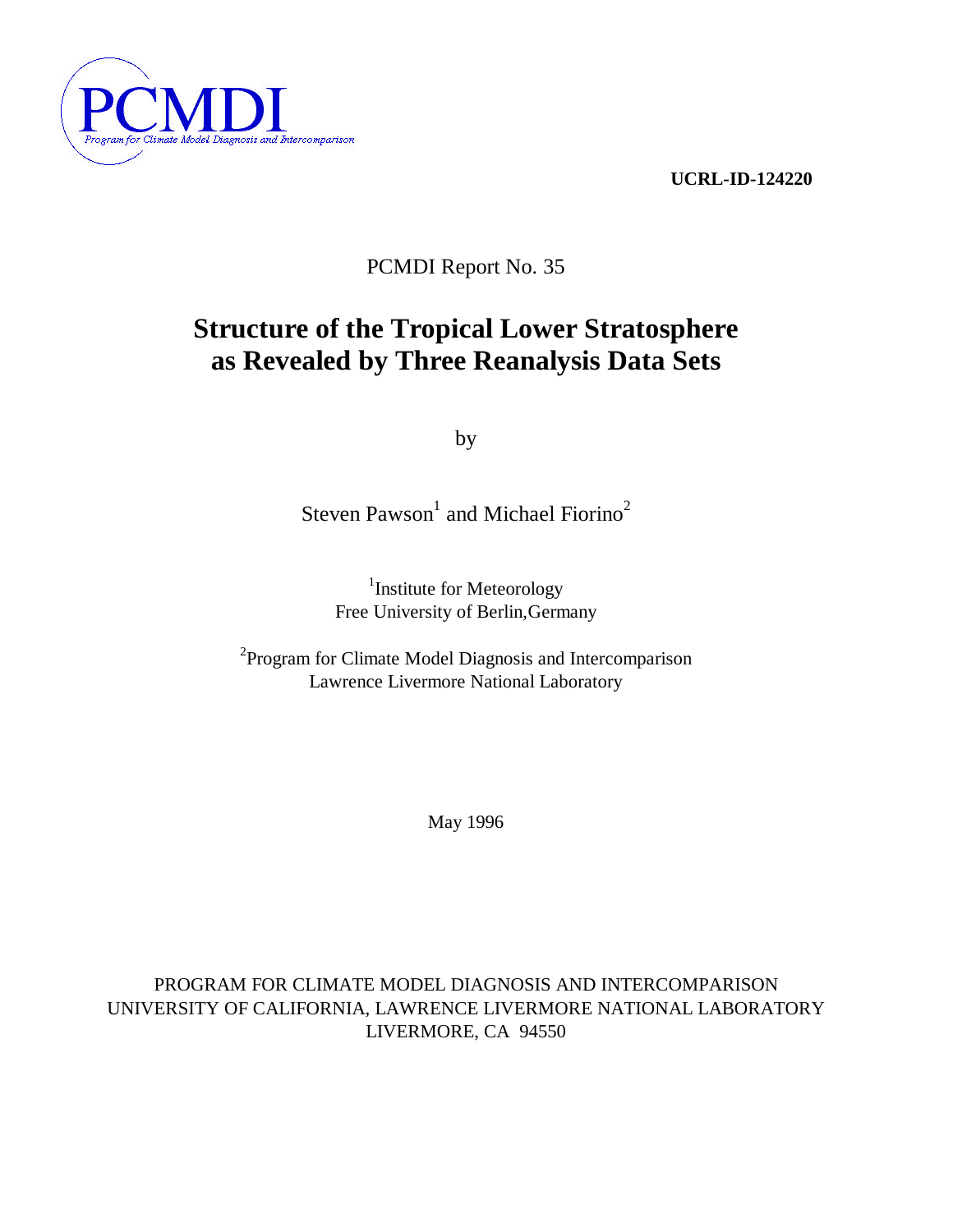PCMDI

Program for Climate Model Diagnosis and Intercomparison

**UCRL-ID-124220**

PCMDI Report No. 35

# Structure of the Tropical Lower Stratosphere as Revealed by Three Reanalysis Data Sets

by

Steven Pawson[1] and Michael Fiorino[2]

[1]Institute for Meteorology
Free University of Berlin,Germany

[2]Program for Climate Model Diagnosis and Intercomparison
Lawrence Livermore National Laboratory

May 1996

PROGRAM FOR CLIMATE MODEL DIAGNOSIS AND INTERCOMPARISON
UNIVERSITY OF CALIFORNIA, LAWRENCE LIVERMORE NATIONAL LABORATORY
LIVERMORE, CA 94550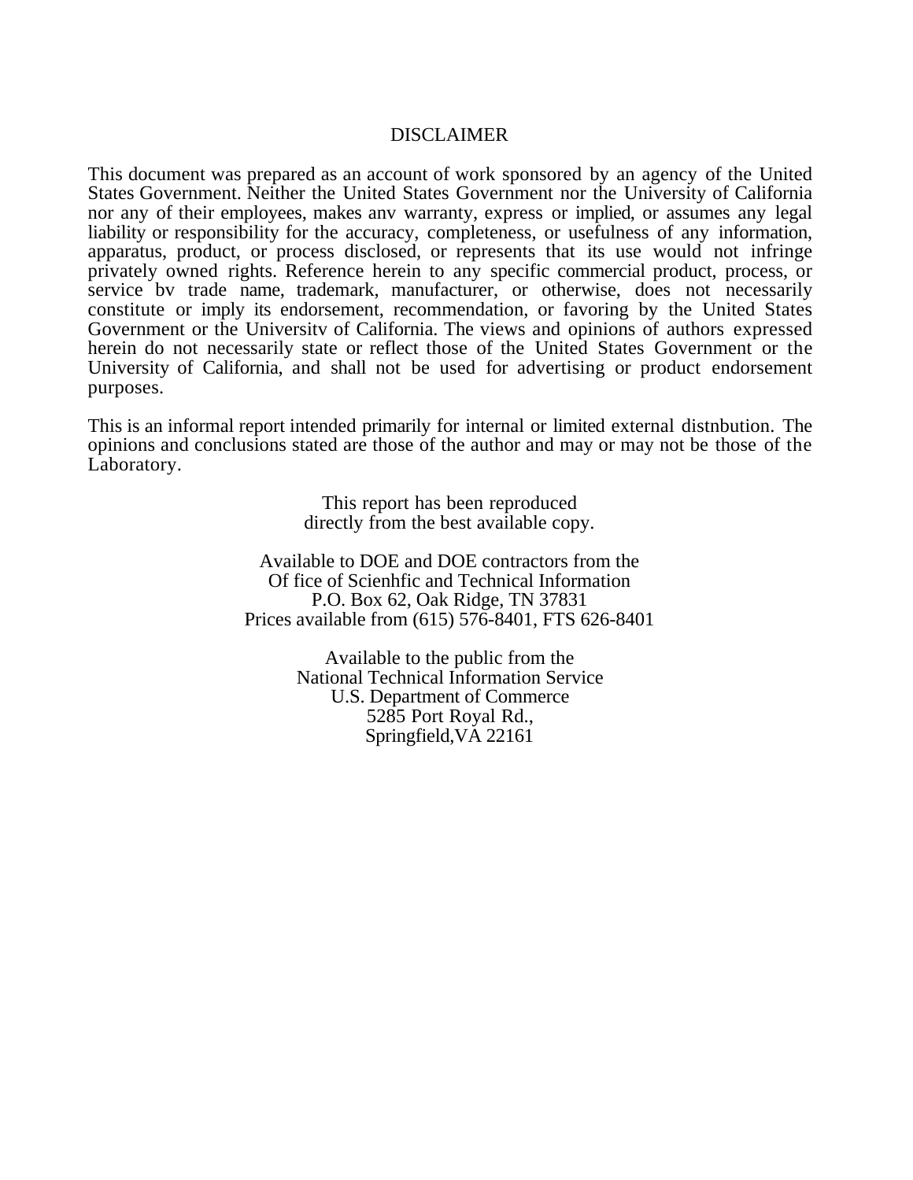# DISCLAIMER

This document was prepared as an account of work sponsored by an agency of the United States Government. Neither the United States Government nor the University of California nor any of their employees, makes anv warranty, express or implied, or assumes any legal liability or responsibility for the accuracy, completeness, or usefulness of any information, apparatus, product, or process disclosed, or represents that its use would not infringe privately owned rights. Reference herein to any specific commercial product, process, or service bv trade name, trademark, manufacturer, or otherwise, does not necessarily constitute or imply its endorsement, recommendation, or favoring by the United States Government or the Universitv of California. The views and opinions of authors expressed herein do not necessarily state or reflect those of the United States Government or the University of California, and shall not be used for advertising or product endorsement purposes.

This is an informal report intended primarily for internal or limited external distnbution. The opinions and conclusions stated are those of the author and may or may not be those of the Laboratory.

This report has been reproduced
directly from the best available copy.

Available to DOE and DOE contractors from the
Of fice of Scienhfic and Technical Information
P.O. Box 62, Oak Ridge, TN 37831
Prices available from (615) 576-8401, FTS 626-8401

Available to the public from the
National Technical Information Service
U.S. Department of Commerce
5285 Port Royal Rd.,
Springfield,VA 22161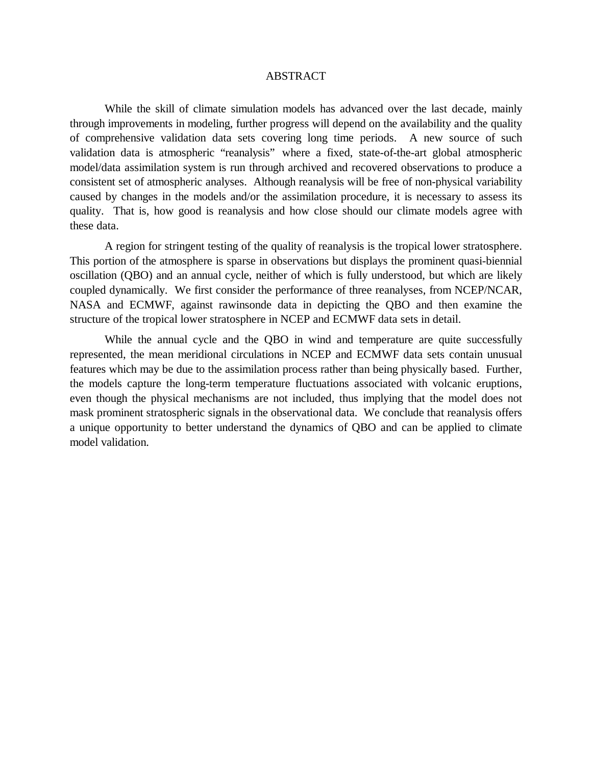# ABSTRACT

While the skill of climate simulation models has advanced over the last decade, mainly through improvements in modeling, further progress will depend on the availability and the quality of comprehensive validation data sets covering long time periods. A new source of such validation data is atmospheric "reanalysis" where a fixed, state-of-the-art global atmospheric model/data assimilation system is run through archived and recovered observations to produce a consistent set of atmospheric analyses. Although reanalysis will be free of non-physical variability caused by changes in the models and/or the assimilation procedure, it is necessary to assess its quality. That is, how good is reanalysis and how close should our climate models agree with these data.

A region for stringent testing of the quality of reanalysis is the tropical lower stratosphere. This portion of the atmosphere is sparse in observations but displays the prominent quasi-biennial oscillation (QBO) and an annual cycle, neither of which is fully understood, but which are likely coupled dynamically. We first consider the performance of three reanalyses, from NCEP/NCAR, NASA and ECMWF, against rawinsonde data in depicting the QBO and then examine the structure of the tropical lower stratosphere in NCEP and ECMWF data sets in detail.

While the annual cycle and the QBO in wind and temperature are quite successfully represented, the mean meridional circulations in NCEP and ECMWF data sets contain unusual features which may be due to the assimilation process rather than being physically based. Further, the models capture the long-term temperature fluctuations associated with volcanic eruptions, even though the physical mechanisms are not included, thus implying that the model does not mask prominent stratospheric signals in the observational data. We conclude that reanalysis offers a unique opportunity to better understand the dynamics of QBO and can be applied to climate model validation.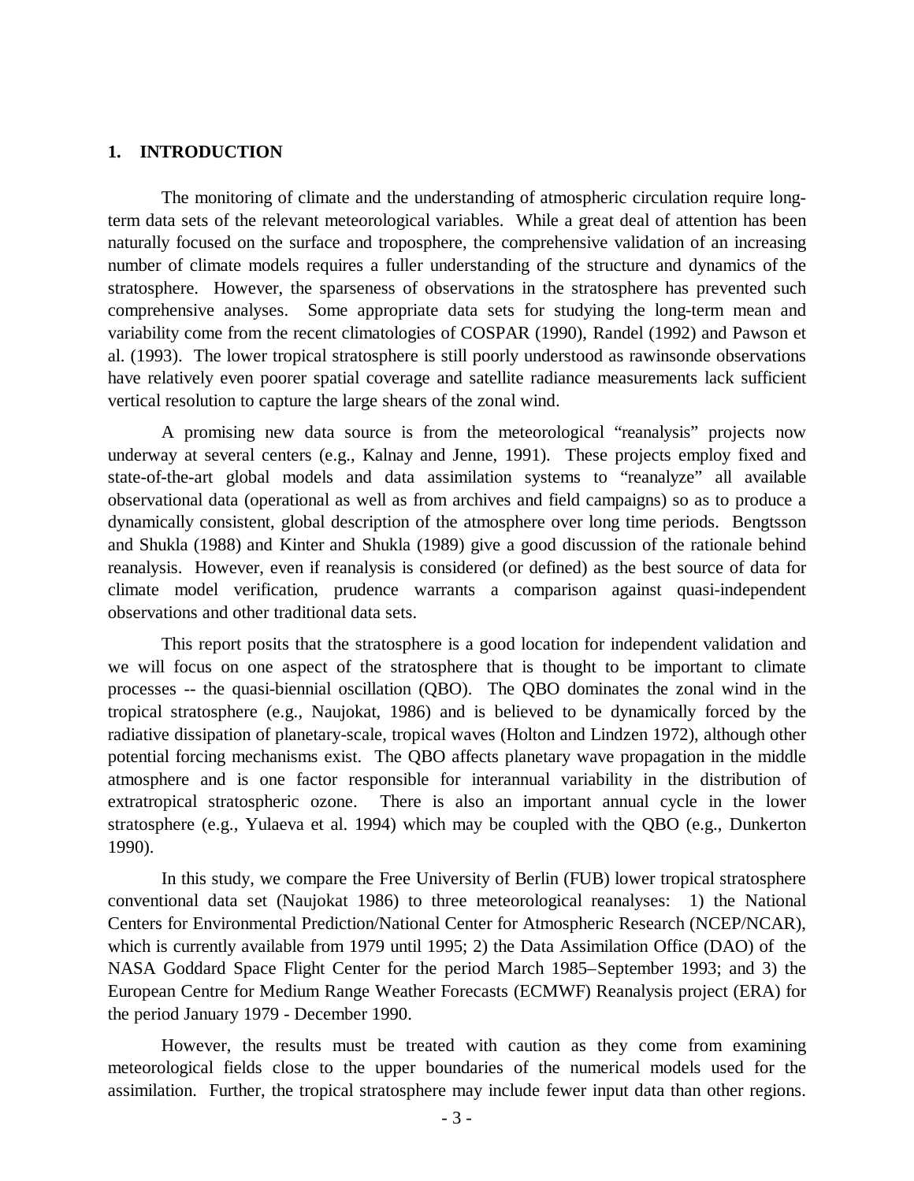## 1. INTRODUCTION

The monitoring of climate and the understanding of atmospheric circulation require long-term data sets of the relevant meteorological variables. While a great deal of attention has been naturally focused on the surface and troposphere, the comprehensive validation of an increasing number of climate models requires a fuller understanding of the structure and dynamics of the stratosphere. However, the sparseness of observations in the stratosphere has prevented such comprehensive analyses. Some appropriate data sets for studying the long-term mean and variability come from the recent climatologies of COSPAR (1990), Randel (1992) and Pawson et al. (1993). The lower tropical stratosphere is still poorly understood as rawinsonde observations have relatively even poorer spatial coverage and satellite radiance measurements lack sufficient vertical resolution to capture the large shears of the zonal wind.

A promising new data source is from the meteorological "reanalysis" projects now underway at several centers (e.g., Kalnay and Jenne, 1991). These projects employ fixed and state-of-the-art global models and data assimilation systems to "reanalyze" all available observational data (operational as well as from archives and field campaigns) so as to produce a dynamically consistent, global description of the atmosphere over long time periods. Bengtsson and Shukla (1988) and Kinter and Shukla (1989) give a good discussion of the rationale behind reanalysis. However, even if reanalysis is considered (or defined) as the best source of data for climate model verification, prudence warrants a comparison against quasi-independent observations and other traditional data sets.

This report posits that the stratosphere is a good location for independent validation and we will focus on one aspect of the stratosphere that is thought to be important to climate processes -- the quasi-biennial oscillation (QBO). The QBO dominates the zonal wind in the tropical stratosphere (e.g., Naujokat, 1986) and is believed to be dynamically forced by the radiative dissipation of planetary-scale, tropical waves (Holton and Lindzen 1972), although other potential forcing mechanisms exist. The QBO affects planetary wave propagation in the middle atmosphere and is one factor responsible for interannual variability in the distribution of extratropical stratospheric ozone. There is also an important annual cycle in the lower stratosphere (e.g., Yulaeva et al. 1994) which may be coupled with the QBO (e.g., Dunkerton 1990).

In this study, we compare the Free University of Berlin (FUB) lower tropical stratosphere conventional data set (Naujokat 1986) to three meteorological reanalyses: 1) the National Centers for Environmental Prediction/National Center for Atmospheric Research (NCEP/NCAR), which is currently available from 1979 until 1995; 2) the Data Assimilation Office (DAO) of the NASA Goddard Space Flight Center for the period March 1985–September 1993; and 3) the European Centre for Medium Range Weather Forecasts (ECMWF) Reanalysis project (ERA) for the period January 1979 - December 1990.

However, the results must be treated with caution as they come from examining meteorological fields close to the upper boundaries of the numerical models used for the assimilation. Further, the tropical stratosphere may include fewer input data than other regions.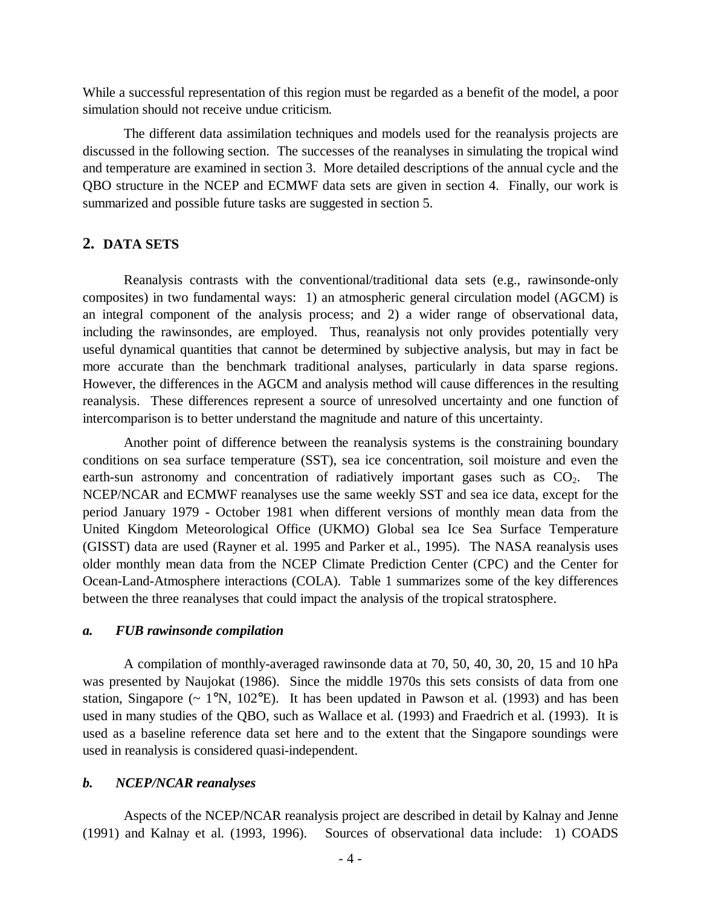While a successful representation of this region must be regarded as a benefit of the model, a poor simulation should not receive undue criticism.

The different data assimilation techniques and models used for the reanalysis projects are discussed in the following section. The successes of the reanalyses in simulating the tropical wind and temperature are examined in section 3. More detailed descriptions of the annual cycle and the QBO structure in the NCEP and ECMWF data sets are given in section 4. Finally, our work is summarized and possible future tasks are suggested in section 5.

## 2. DATA SETS

Reanalysis contrasts with the conventional/traditional data sets (e.g., rawinsonde-only composites) in two fundamental ways: 1) an atmospheric general circulation model (AGCM) is an integral component of the analysis process; and 2) a wider range of observational data, including the rawinsondes, are employed. Thus, reanalysis not only provides potentially very useful dynamical quantities that cannot be determined by subjective analysis, but may in fact be more accurate than the benchmark traditional analyses, particularly in data sparse regions. However, the differences in the AGCM and analysis method will cause differences in the resulting reanalysis. These differences represent a source of unresolved uncertainty and one function of intercomparison is to better understand the magnitude and nature of this uncertainty.

Another point of difference between the reanalysis systems is the constraining boundary conditions on sea surface temperature (SST), sea ice concentration, soil moisture and even the earth-sun astronomy and concentration of radiatively important gases such as $CO_2$. The NCEP/NCAR and ECMWF reanalyses use the same weekly SST and sea ice data, except for the period January 1979 - October 1981 when different versions of monthly mean data from the United Kingdom Meteorological Office (UKMO) Global sea Ice Sea Surface Temperature (GISST) data are used (Rayner et al. 1995 and Parker et al., 1995). The NASA reanalysis uses older monthly mean data from the NCEP Climate Prediction Center (CPC) and the Center for Ocean-Land-Atmosphere interactions (COLA). Table 1 summarizes some of the key differences between the three reanalyses that could impact the analysis of the tropical stratosphere.

### *a. FUB rawinsonde compilation*

A compilation of monthly-averaged rawinsonde data at 70, 50, 40, 30, 20, 15 and 10 hPa was presented by Naujokat (1986). Since the middle 1970s this sets consists of data from one station, Singapore (~ 1°N, 102°E). It has been updated in Pawson et al. (1993) and has been used in many studies of the QBO, such as Wallace et al. (1993) and Fraedrich et al. (1993). It is used as a baseline reference data set here and to the extent that the Singapore soundings were used in reanalysis is considered quasi-independent.

### *b. NCEP/NCAR reanalyses*

Aspects of the NCEP/NCAR reanalysis project are described in detail by Kalnay and Jenne (1991) and Kalnay et al. (1993, 1996). Sources of observational data include: 1) COADS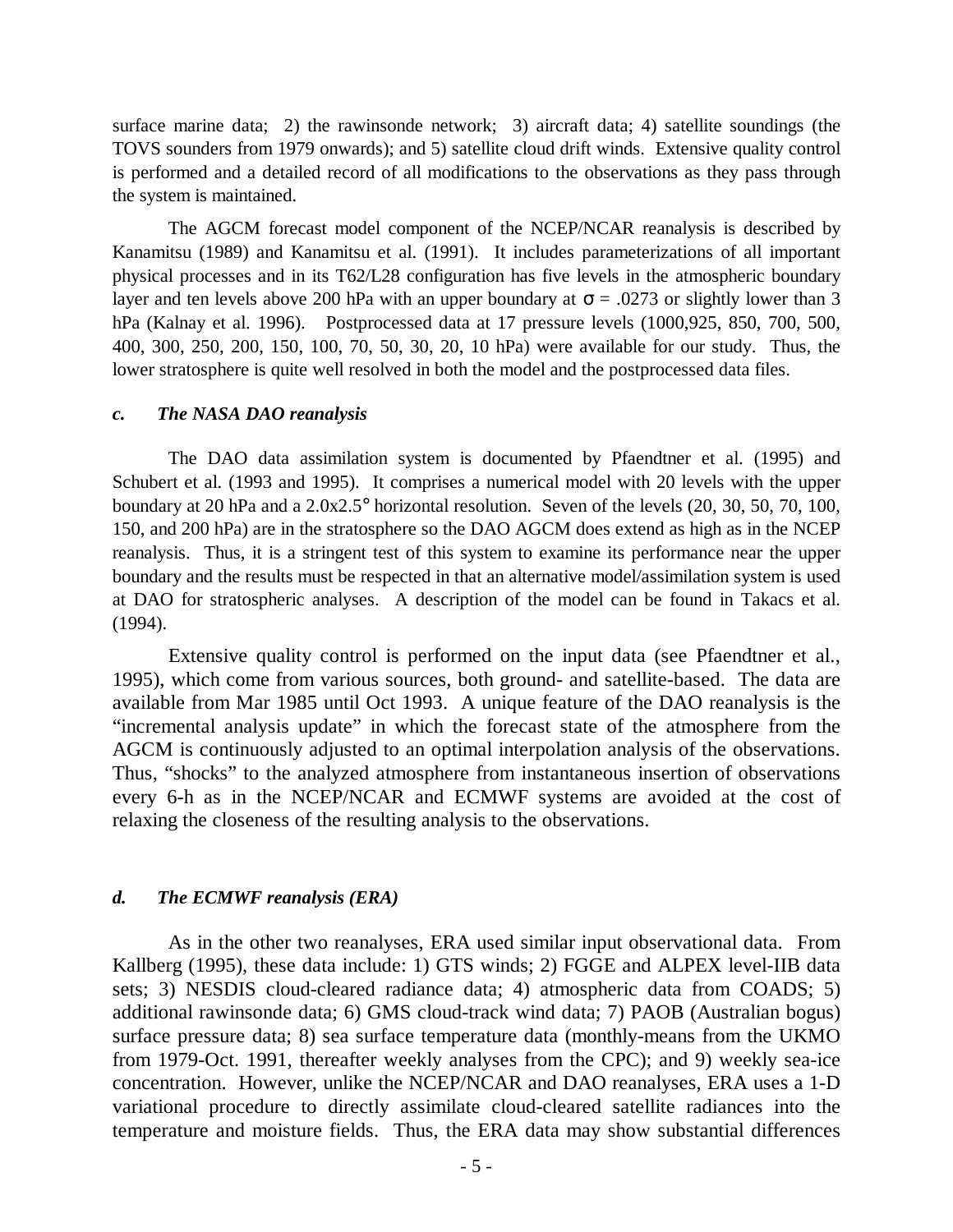surface marine data; 2) the rawinsonde network; 3) aircraft data; 4) satellite soundings (the TOVS sounders from 1979 onwards); and 5) satellite cloud drift winds. Extensive quality control is performed and a detailed record of all modifications to the observations as they pass through the system is maintained.

The AGCM forecast model component of the NCEP/NCAR reanalysis is described by Kanamitsu (1989) and Kanamitsu et al. (1991). It includes parameterizations of all important physical processes and in its T62/L28 configuration has five levels in the atmospheric boundary layer and ten levels above 200 hPa with an upper boundary at $\sigma = .0273$ or slightly lower than 3 hPa (Kalnay et al. 1996). Postprocessed data at 17 pressure levels (1000,925, 850, 700, 500, 400, 300, 250, 200, 150, 100, 70, 50, 30, 20, 10 hPa) were available for our study. Thus, the lower stratosphere is quite well resolved in both the model and the postprocessed data files.

### *c. The NASA DAO reanalysis*

The DAO data assimilation system is documented by Pfaendtner et al. (1995) and Schubert et al. (1993 and 1995). It comprises a numerical model with 20 levels with the upper boundary at 20 hPa and a 2.0x2.5° horizontal resolution. Seven of the levels (20, 30, 50, 70, 100, 150, and 200 hPa) are in the stratosphere so the DAO AGCM does extend as high as in the NCEP reanalysis. Thus, it is a stringent test of this system to examine its performance near the upper boundary and the results must be respected in that an alternative model/assimilation system is used at DAO for stratospheric analyses. A description of the model can be found in Takacs et al. (1994).

Extensive quality control is performed on the input data (see Pfaendtner et al., 1995), which come from various sources, both ground- and satellite-based. The data are available from Mar 1985 until Oct 1993. A unique feature of the DAO reanalysis is the "incremental analysis update" in which the forecast state of the atmosphere from the AGCM is continuously adjusted to an optimal interpolation analysis of the observations. Thus, "shocks" to the analyzed atmosphere from instantaneous insertion of observations every 6-h as in the NCEP/NCAR and ECMWF systems are avoided at the cost of relaxing the closeness of the resulting analysis to the observations.

### *d. The ECMWF reanalysis (ERA)*

As in the other two reanalyses, ERA used similar input observational data. From Kallberg (1995), these data include: 1) GTS winds; 2) FGGE and ALPEX level-IIB data sets; 3) NESDIS cloud-cleared radiance data; 4) atmospheric data from COADS; 5) additional rawinsonde data; 6) GMS cloud-track wind data; 7) PAOB (Australian bogus) surface pressure data; 8) sea surface temperature data (monthly-means from the UKMO from 1979-Oct. 1991, thereafter weekly analyses from the CPC); and 9) weekly sea-ice concentration. However, unlike the NCEP/NCAR and DAO reanalyses, ERA uses a 1-D variational procedure to directly assimilate cloud-cleared satellite radiances into the temperature and moisture fields. Thus, the ERA data may show substantial differences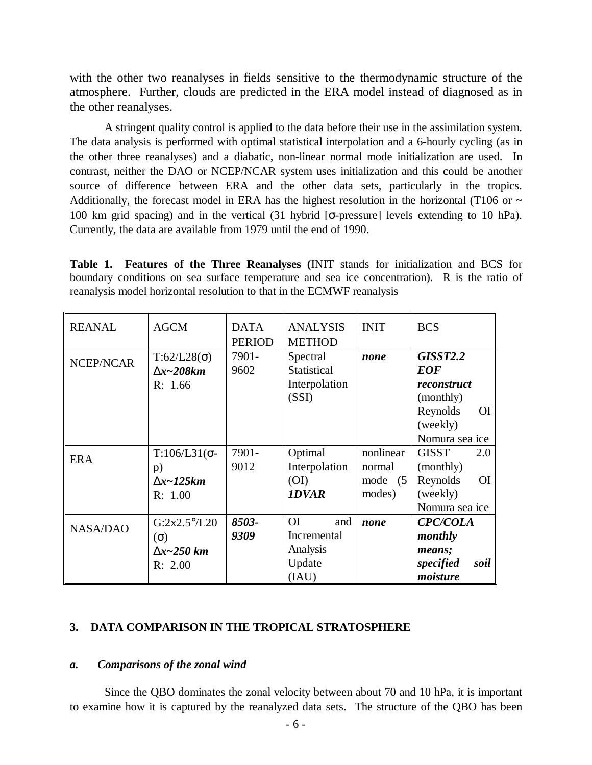with the other two reanalyses in fields sensitive to the thermodynamic structure of the atmosphere. Further, clouds are predicted in the ERA model instead of diagnosed as in the other reanalyses.

A stringent quality control is applied to the data before their use in the assimilation system. The data analysis is performed with optimal statistical interpolation and a 6-hourly cycling (as in the other three reanalyses) and a diabatic, non-linear normal mode initialization are used. In contrast, neither the DAO or NCEP/NCAR system uses initialization and this could be another source of difference between ERA and the other data sets, particularly in the tropics. Additionally, the forecast model in ERA has the highest resolution in the horizontal (T106 or ~ 100 km grid spacing) and in the vertical (31 hybrid [σ-pressure] levels extending to 10 hPa). Currently, the data are available from 1979 until the end of 1990.

**Table 1. Features of the Three Reanalyses (**INIT stands for initialization and BCS for boundary conditions on sea surface temperature and sea ice concentration). R is the ratio of reanalysis model horizontal resolution to that in the ECMWF reanalysis

| REANAL | AGCM | DATA PERIOD | ANALYSIS METHOD | INIT | BCS |
|---|---|---|---|---|---|
| NCEP/NCAR | T:62/L28(σ) ***Δx~208km*** R: 1.66 | 7901-9602 | Spectral Statistical Interpolation (SSI) | ***none*** | ***GISST2.2 EOF reconstruct*** (monthly) Reynolds OI (weekly) Nomura sea ice |
| ERA | T:106/L31(σ-p) ***Δx~125km*** R: 1.00 | 7901-9012 | Optimal Interpolation (OI) ***1DVAR*** | nonlinear normal mode (5 modes) | GISST 2.0 (monthly) Reynolds OI (weekly) Nomura sea ice |
| NASA/DAO | G:2x2.5°/L20 (σ) ***Δx~250 km*** R: 2.00 | ***8503-9309*** | OI and Incremental Analysis Update (IAU) | ***none*** | ***CPC/COLA monthly means; specified soil moisture*** |

### 3. DATA COMPARISON IN THE TROPICAL STRATOSPHERE

#### *a. Comparisons of the zonal wind*

Since the QBO dominates the zonal velocity between about 70 and 10 hPa, it is important to examine how it is captured by the reanalyzed data sets. The structure of the QBO has been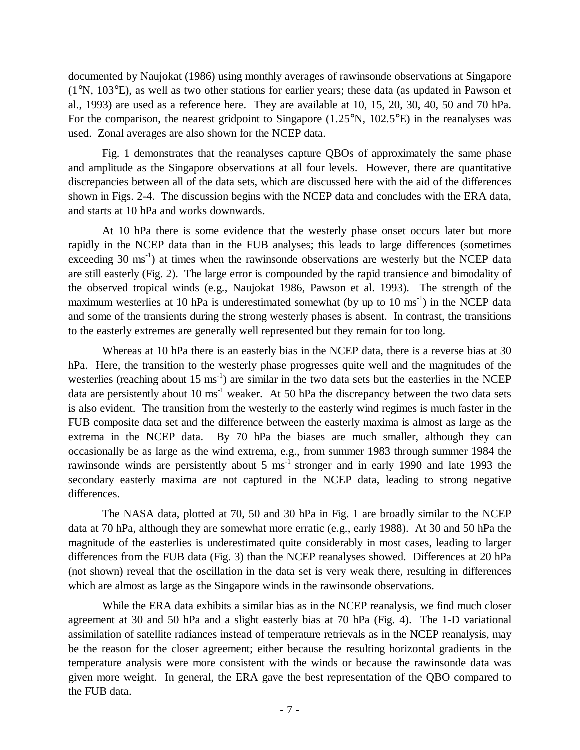documented by Naujokat (1986) using monthly averages of rawinsonde observations at Singapore (1°N, 103°E), as well as two other stations for earlier years; these data (as updated in Pawson et al., 1993) are used as a reference here. They are available at 10, 15, 20, 30, 40, 50 and 70 hPa. For the comparison, the nearest gridpoint to Singapore (1.25°N, 102.5°E) in the reanalyses was used. Zonal averages are also shown for the NCEP data.

Fig. 1 demonstrates that the reanalyses capture QBOs of approximately the same phase and amplitude as the Singapore observations at all four levels. However, there are quantitative discrepancies between all of the data sets, which are discussed here with the aid of the differences shown in Figs. 2-4. The discussion begins with the NCEP data and concludes with the ERA data, and starts at 10 hPa and works downwards.

At 10 hPa there is some evidence that the westerly phase onset occurs later but more rapidly in the NCEP data than in the FUB analyses; this leads to large differences (sometimes exceeding 30 $ms^{-1}$) at times when the rawinsonde observations are westerly but the NCEP data are still easterly (Fig. 2). The large error is compounded by the rapid transience and bimodality of the observed tropical winds (e.g., Naujokat 1986, Pawson et al. 1993). The strength of the maximum westerlies at 10 hPa is underestimated somewhat (by up to 10 $ms^{-1}$) in the NCEP data and some of the transients during the strong westerly phases is absent. In contrast, the transitions to the easterly extremes are generally well represented but they remain for too long.

Whereas at 10 hPa there is an easterly bias in the NCEP data, there is a reverse bias at 30 hPa. Here, the transition to the westerly phase progresses quite well and the magnitudes of the westerlies (reaching about 15 $ms^{-1}$) are similar in the two data sets but the easterlies in the NCEP data are persistently about 10 $ms^{-1}$ weaker. At 50 hPa the discrepancy between the two data sets is also evident. The transition from the westerly to the easterly wind regimes is much faster in the FUB composite data set and the difference between the easterly maxima is almost as large as the extrema in the NCEP data. By 70 hPa the biases are much smaller, although they can occasionally be as large as the wind extrema, e.g., from summer 1983 through summer 1984 the rawinsonde winds are persistently about 5 $ms^{-1}$ stronger and in early 1990 and late 1993 the secondary easterly maxima are not captured in the NCEP data, leading to strong negative differences.

The NASA data, plotted at 70, 50 and 30 hPa in Fig. 1 are broadly similar to the NCEP data at 70 hPa, although they are somewhat more erratic (e.g., early 1988). At 30 and 50 hPa the magnitude of the easterlies is underestimated quite considerably in most cases, leading to larger differences from the FUB data (Fig. 3) than the NCEP reanalyses showed. Differences at 20 hPa (not shown) reveal that the oscillation in the data set is very weak there, resulting in differences which are almost as large as the Singapore winds in the rawinsonde observations.

While the ERA data exhibits a similar bias as in the NCEP reanalysis, we find much closer agreement at 30 and 50 hPa and a slight easterly bias at 70 hPa (Fig. 4). The 1-D variational assimilation of satellite radiances instead of temperature retrievals as in the NCEP reanalysis, may be the reason for the closer agreement; either because the resulting horizontal gradients in the temperature analysis were more consistent with the winds or because the rawinsonde data was given more weight. In general, the ERA gave the best representation of the QBO compared to the FUB data.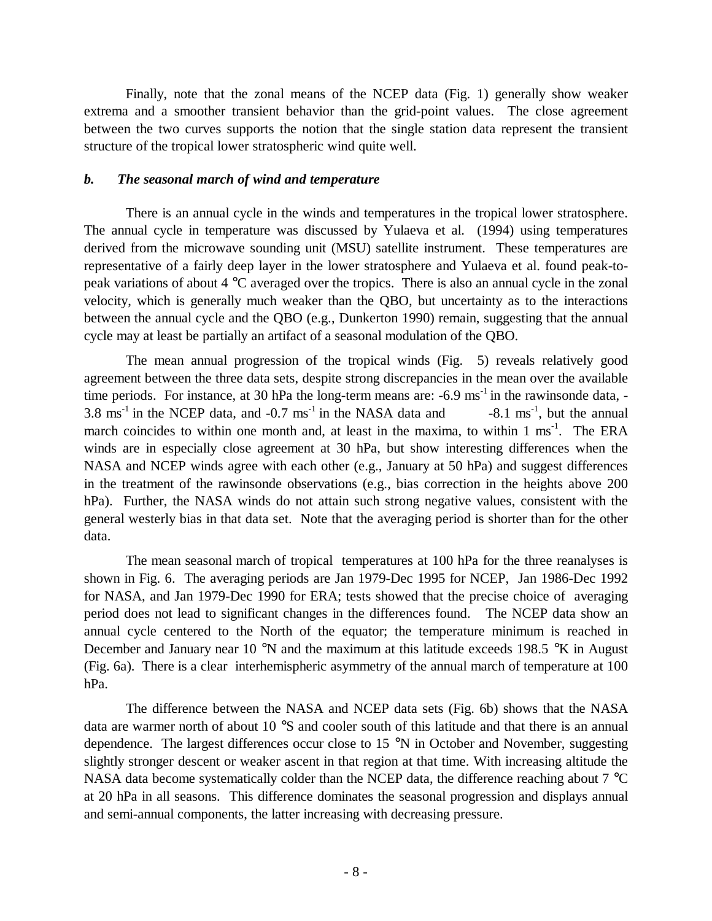Finally, note that the zonal means of the NCEP data (Fig. 1) generally show weaker extrema and a smoother transient behavior than the grid-point values. The close agreement between the two curves supports the notion that the single station data represent the transient structure of the tropical lower stratospheric wind quite well.

### *b. The seasonal march of wind and temperature*

There is an annual cycle in the winds and temperatures in the tropical lower stratosphere. The annual cycle in temperature was discussed by Yulaeva et al. (1994) using temperatures derived from the microwave sounding unit (MSU) satellite instrument. These temperatures are representative of a fairly deep layer in the lower stratosphere and Yulaeva et al. found peak-to-peak variations of about 4 °C averaged over the tropics. There is also an annual cycle in the zonal velocity, which is generally much weaker than the QBO, but uncertainty as to the interactions between the annual cycle and the QBO (e.g., Dunkerton 1990) remain, suggesting that the annual cycle may at least be partially an artifact of a seasonal modulation of the QBO.

The mean annual progression of the tropical winds (Fig. 5) reveals relatively good agreement between the three data sets, despite strong discrepancies in the mean over the available time periods. For instance, at 30 hPa the long-term means are: -6.9 $ms^{-1}$ in the rawinsonde data, -3.8 $ms^{-1}$ in the NCEP data, and -0.7 $ms^{-1}$ in the NASA data and -8.1 $ms^{-1}$, but the annual march coincides to within one month and, at least in the maxima, to within 1 $ms^{-1}$. The ERA winds are in especially close agreement at 30 hPa, but show interesting differences when the NASA and NCEP winds agree with each other (e.g., January at 50 hPa) and suggest differences in the treatment of the rawinsonde observations (e.g., bias correction in the heights above 200 hPa). Further, the NASA winds do not attain such strong negative values, consistent with the general westerly bias in that data set. Note that the averaging period is shorter than for the other data.

The mean seasonal march of tropical temperatures at 100 hPa for the three reanalyses is shown in Fig. 6. The averaging periods are Jan 1979-Dec 1995 for NCEP, Jan 1986-Dec 1992 for NASA, and Jan 1979-Dec 1990 for ERA; tests showed that the precise choice of averaging period does not lead to significant changes in the differences found. The NCEP data show an annual cycle centered to the North of the equator; the temperature minimum is reached in December and January near 10 °N and the maximum at this latitude exceeds 198.5 °K in August (Fig. 6a). There is a clear interhemispheric asymmetry of the annual march of temperature at 100 hPa.

The difference between the NASA and NCEP data sets (Fig. 6b) shows that the NASA data are warmer north of about 10 °S and cooler south of this latitude and that there is an annual dependence. The largest differences occur close to 15 °N in October and November, suggesting slightly stronger descent or weaker ascent in that region at that time. With increasing altitude the NASA data become systematically colder than the NCEP data, the difference reaching about 7 °C at 20 hPa in all seasons. This difference dominates the seasonal progression and displays annual and semi-annual components, the latter increasing with decreasing pressure.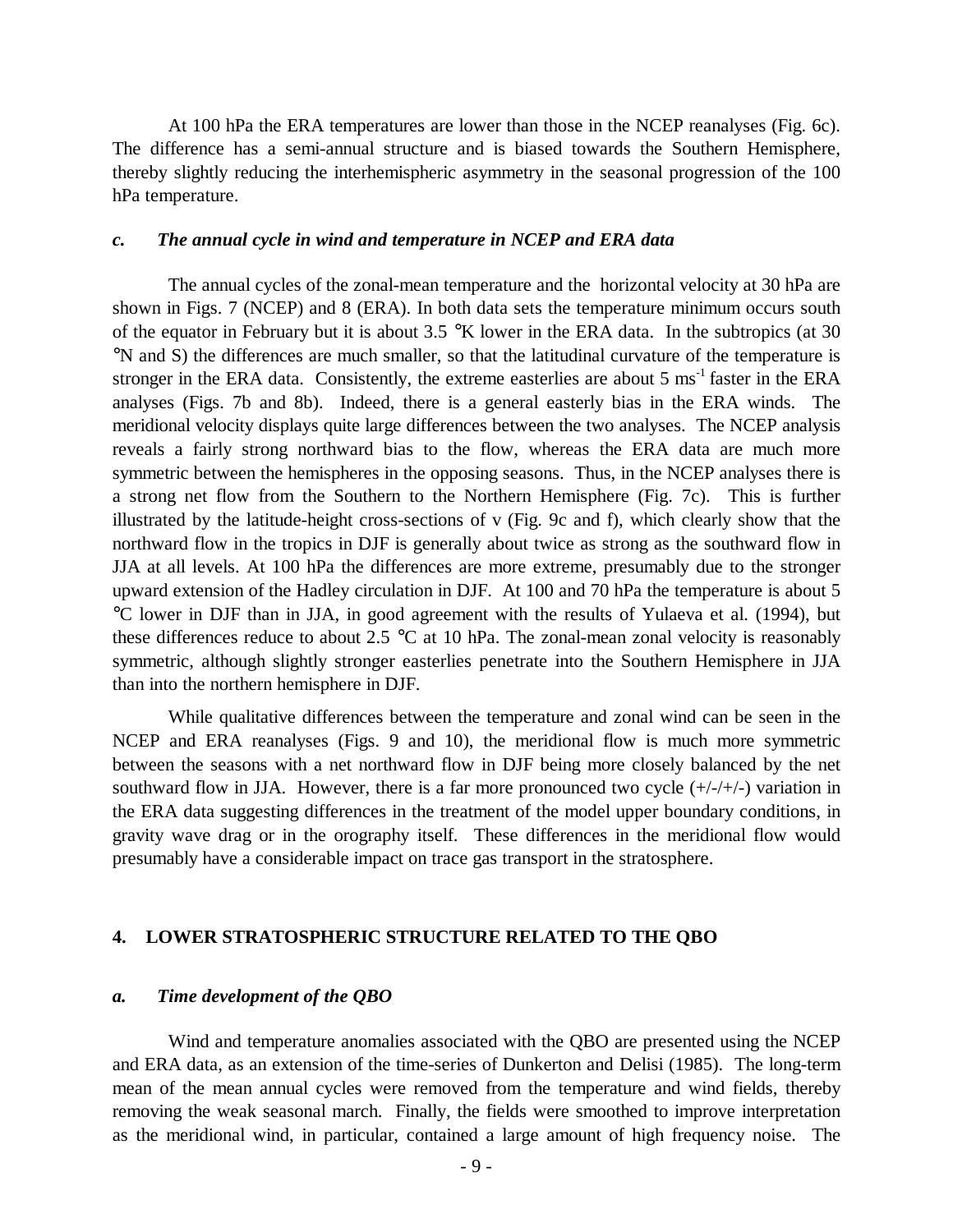At 100 hPa the ERA temperatures are lower than those in the NCEP reanalyses (Fig. 6c). The difference has a semi-annual structure and is biased towards the Southern Hemisphere, thereby slightly reducing the interhemispheric asymmetry in the seasonal progression of the 100 hPa temperature.

### *c. The annual cycle in wind and temperature in NCEP and ERA data*

The annual cycles of the zonal-mean temperature and the horizontal velocity at 30 hPa are shown in Figs. 7 (NCEP) and 8 (ERA). In both data sets the temperature minimum occurs south of the equator in February but it is about 3.5 °K lower in the ERA data. In the subtropics (at 30 °N and S) the differences are much smaller, so that the latitudinal curvature of the temperature is stronger in the ERA data. Consistently, the extreme easterlies are about 5 $ms^{-1}$ faster in the ERA analyses (Figs. 7b and 8b). Indeed, there is a general easterly bias in the ERA winds. The meridional velocity displays quite large differences between the two analyses. The NCEP analysis reveals a fairly strong northward bias to the flow, whereas the ERA data are much more symmetric between the hemispheres in the opposing seasons. Thus, in the NCEP analyses there is a strong net flow from the Southern to the Northern Hemisphere (Fig. 7c). This is further illustrated by the latitude-height cross-sections of v (Fig. 9c and f), which clearly show that the northward flow in the tropics in DJF is generally about twice as strong as the southward flow in JJA at all levels. At 100 hPa the differences are more extreme, presumably due to the stronger upward extension of the Hadley circulation in DJF. At 100 and 70 hPa the temperature is about 5 °C lower in DJF than in JJA, in good agreement with the results of Yulaeva et al. (1994), but these differences reduce to about 2.5 °C at 10 hPa. The zonal-mean zonal velocity is reasonably symmetric, although slightly stronger easterlies penetrate into the Southern Hemisphere in JJA than into the northern hemisphere in DJF.

While qualitative differences between the temperature and zonal wind can be seen in the NCEP and ERA reanalyses (Figs. 9 and 10), the meridional flow is much more symmetric between the seasons with a net northward flow in DJF being more closely balanced by the net southward flow in JJA. However, there is a far more pronounced two cycle (+/-/+/-) variation in the ERA data suggesting differences in the treatment of the model upper boundary conditions, in gravity wave drag or in the orography itself. These differences in the meridional flow would presumably have a considerable impact on trace gas transport in the stratosphere.

## 4. LOWER STRATOSPHERIC STRUCTURE RELATED TO THE QBO

### *a. Time development of the QBO*

Wind and temperature anomalies associated with the QBO are presented using the NCEP and ERA data, as an extension of the time-series of Dunkerton and Delisi (1985). The long-term mean of the mean annual cycles were removed from the temperature and wind fields, thereby removing the weak seasonal march. Finally, the fields were smoothed to improve interpretation as the meridional wind, in particular, contained a large amount of high frequency noise. The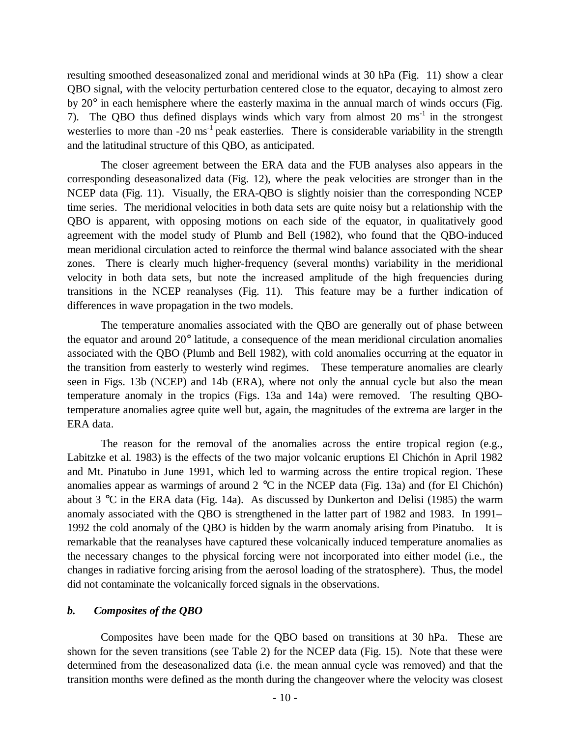resulting smoothed deseasonalized zonal and meridional winds at 30 hPa (Fig. 11) show a clear QBO signal, with the velocity perturbation centered close to the equator, decaying to almost zero by 20° in each hemisphere where the easterly maxima in the annual march of winds occurs (Fig. 7). The QBO thus defined displays winds which vary from almost 20 $ms^{-1}$ in the strongest westerlies to more than -20 $ms^{-1}$ peak easterlies. There is considerable variability in the strength and the latitudinal structure of this QBO, as anticipated.

The closer agreement between the ERA data and the FUB analyses also appears in the corresponding deseasonalized data (Fig. 12), where the peak velocities are stronger than in the NCEP data (Fig. 11). Visually, the ERA-QBO is slightly noisier than the corresponding NCEP time series. The meridional velocities in both data sets are quite noisy but a relationship with the QBO is apparent, with opposing motions on each side of the equator, in qualitatively good agreement with the model study of Plumb and Bell (1982), who found that the QBO-induced mean meridional circulation acted to reinforce the thermal wind balance associated with the shear zones. There is clearly much higher-frequency (several months) variability in the meridional velocity in both data sets, but note the increased amplitude of the high frequencies during transitions in the NCEP reanalyses (Fig. 11). This feature may be a further indication of differences in wave propagation in the two models.

The temperature anomalies associated with the QBO are generally out of phase between the equator and around 20° latitude, a consequence of the mean meridional circulation anomalies associated with the QBO (Plumb and Bell 1982), with cold anomalies occurring at the equator in the transition from easterly to westerly wind regimes. These temperature anomalies are clearly seen in Figs. 13b (NCEP) and 14b (ERA), where not only the annual cycle but also the mean temperature anomaly in the tropics (Figs. 13a and 14a) were removed. The resulting QBO-temperature anomalies agree quite well but, again, the magnitudes of the extrema are larger in the ERA data.

The reason for the removal of the anomalies across the entire tropical region (e.g., Labitzke et al. 1983) is the effects of the two major volcanic eruptions El Chichón in April 1982 and Mt. Pinatubo in June 1991, which led to warming across the entire tropical region. These anomalies appear as warmings of around 2 °C in the NCEP data (Fig. 13a) and (for El Chichón) about 3 °C in the ERA data (Fig. 14a). As discussed by Dunkerton and Delisi (1985) the warm anomaly associated with the QBO is strengthened in the latter part of 1982 and 1983. In 1991–1992 the cold anomaly of the QBO is hidden by the warm anomaly arising from Pinatubo. It is remarkable that the reanalyses have captured these volcanically induced temperature anomalies as the necessary changes to the physical forcing were not incorporated into either model (i.e., the changes in radiative forcing arising from the aerosol loading of the stratosphere). Thus, the model did not contaminate the volcanically forced signals in the observations.

### *b. Composites of the QBO*

Composites have been made for the QBO based on transitions at 30 hPa. These are shown for the seven transitions (see Table 2) for the NCEP data (Fig. 15). Note that these were determined from the deseasonalized data (i.e. the mean annual cycle was removed) and that the transition months were defined as the month during the changeover where the velocity was closest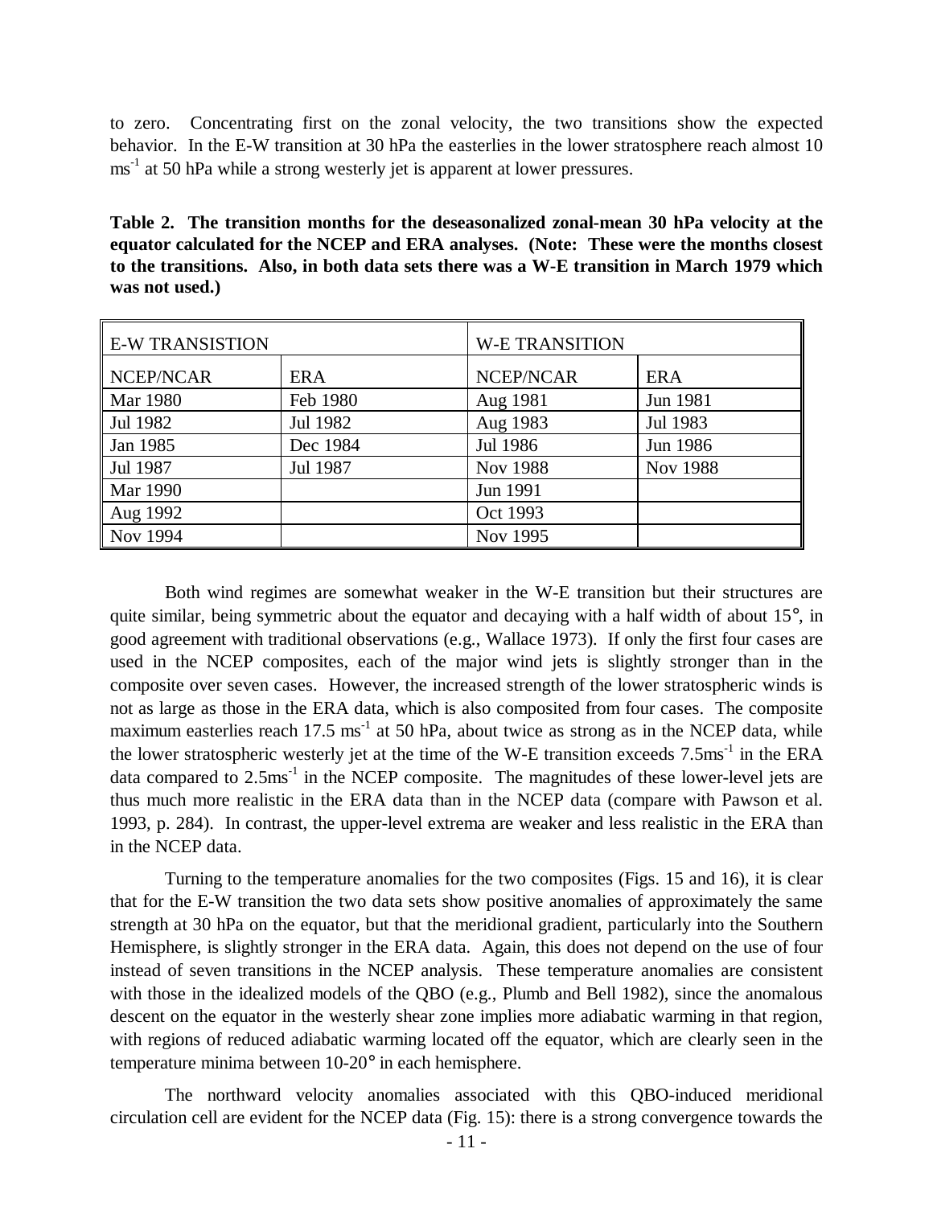to zero. Concentrating first on the zonal velocity, the two transitions show the expected behavior. In the E-W transition at 30 hPa the easterlies in the lower stratosphere reach almost 10 $ms^{-1}$ at 50 hPa while a strong westerly jet is apparent at lower pressures.

**Table 2. The transition months for the deseasonalized zonal-mean 30 hPa velocity at the equator calculated for the NCEP and ERA analyses. (Note: These were the months closest to the transitions. Also, in both data sets there was a W-E transition in March 1979 which was not used.)**

| E-W TRANSISTION | | W-E TRANSITION | |
|---|---|---|---|
| NCEP/NCAR | ERA | NCEP/NCAR | ERA |
| Mar 1980 | Feb 1980 | Aug 1981 | Jun 1981 |
| Jul 1982 | Jul 1982 | Aug 1983 | Jul 1983 |
| Jan 1985 | Dec 1984 | Jul 1986 | Jun 1986 |
| Jul 1987 | Jul 1987 | Nov 1988 | Nov 1988 |
| Mar 1990 | | Jun 1991 | |
| Aug 1992 | | Oct 1993 | |
| Nov 1994 | | Nov 1995 | |

Both wind regimes are somewhat weaker in the W-E transition but their structures are quite similar, being symmetric about the equator and decaying with a half width of about 15°, in good agreement with traditional observations (e.g., Wallace 1973). If only the first four cases are used in the NCEP composites, each of the major wind jets is slightly stronger than in the composite over seven cases. However, the increased strength of the lower stratospheric winds is not as large as those in the ERA data, which is also composited from four cases. The composite maximum easterlies reach 17.5 $ms^{-1}$ at 50 hPa, about twice as strong as in the NCEP data, while the lower stratospheric westerly jet at the time of the W-E transition exceeds 7.5$ms^{-1}$ in the ERA data compared to 2.5$ms^{-1}$ in the NCEP composite. The magnitudes of these lower-level jets are thus much more realistic in the ERA data than in the NCEP data (compare with Pawson et al. 1993, p. 284). In contrast, the upper-level extrema are weaker and less realistic in the ERA than in the NCEP data.

Turning to the temperature anomalies for the two composites (Figs. 15 and 16), it is clear that for the E-W transition the two data sets show positive anomalies of approximately the same strength at 30 hPa on the equator, but that the meridional gradient, particularly into the Southern Hemisphere, is slightly stronger in the ERA data. Again, this does not depend on the use of four instead of seven transitions in the NCEP analysis. These temperature anomalies are consistent with those in the idealized models of the QBO (e.g., Plumb and Bell 1982), since the anomalous descent on the equator in the westerly shear zone implies more adiabatic warming in that region, with regions of reduced adiabatic warming located off the equator, which are clearly seen in the temperature minima between 10-20° in each hemisphere.

The northward velocity anomalies associated with this QBO-induced meridional circulation cell are evident for the NCEP data (Fig. 15): there is a strong convergence towards the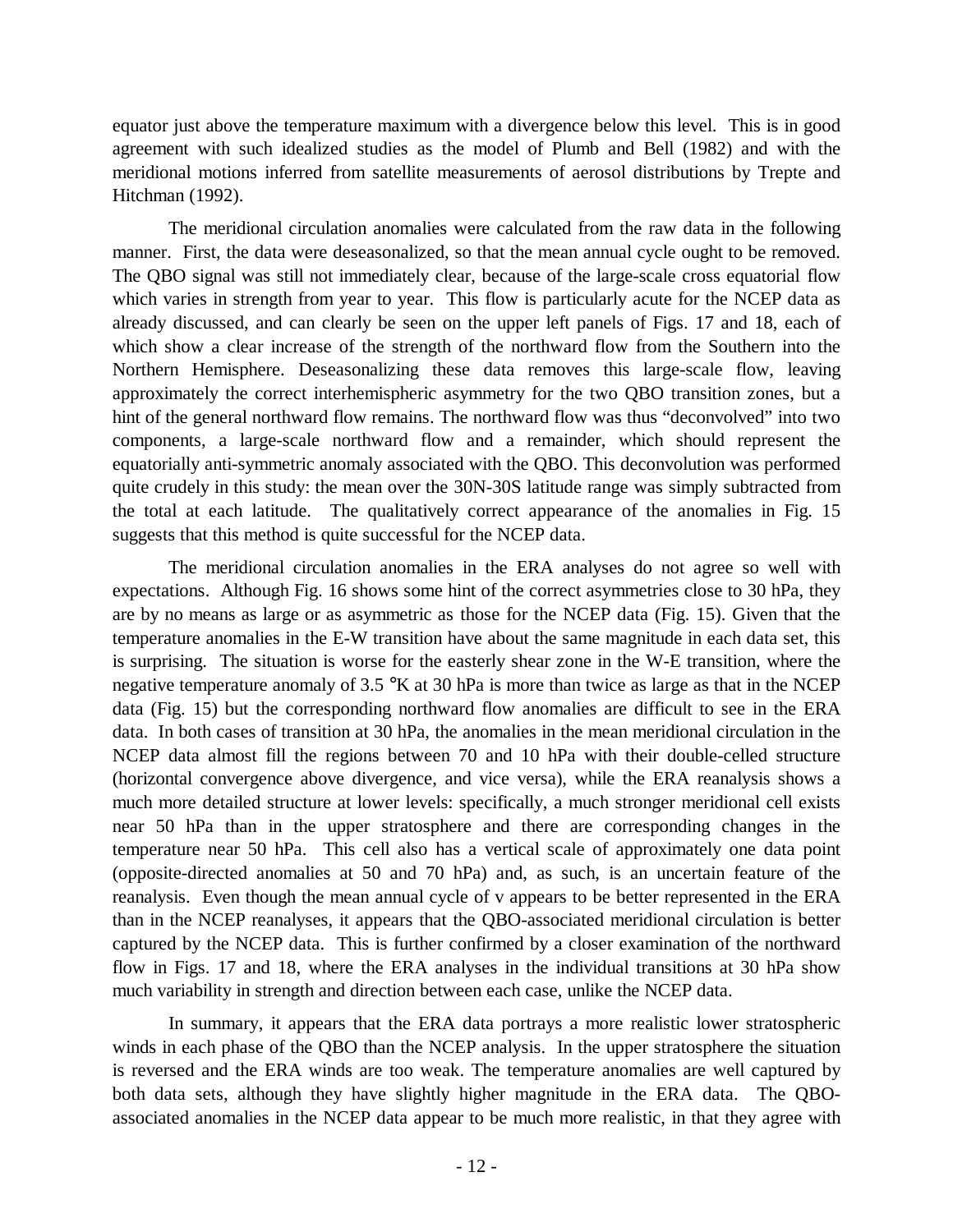equator just above the temperature maximum with a divergence below this level. This is in good agreement with such idealized studies as the model of Plumb and Bell (1982) and with the meridional motions inferred from satellite measurements of aerosol distributions by Trepte and Hitchman (1992).

The meridional circulation anomalies were calculated from the raw data in the following manner. First, the data were deseasonalized, so that the mean annual cycle ought to be removed. The QBO signal was still not immediately clear, because of the large-scale cross equatorial flow which varies in strength from year to year. This flow is particularly acute for the NCEP data as already discussed, and can clearly be seen on the upper left panels of Figs. 17 and 18, each of which show a clear increase of the strength of the northward flow from the Southern into the Northern Hemisphere. Deseasonalizing these data removes this large-scale flow, leaving approximately the correct interhemispheric asymmetry for the two QBO transition zones, but a hint of the general northward flow remains. The northward flow was thus "deconvolved" into two components, a large-scale northward flow and a remainder, which should represent the equatorially anti-symmetric anomaly associated with the QBO. This deconvolution was performed quite crudely in this study: the mean over the 30N-30S latitude range was simply subtracted from the total at each latitude. The qualitatively correct appearance of the anomalies in Fig. 15 suggests that this method is quite successful for the NCEP data.

The meridional circulation anomalies in the ERA analyses do not agree so well with expectations. Although Fig. 16 shows some hint of the correct asymmetries close to 30 hPa, they are by no means as large or as asymmetric as those for the NCEP data (Fig. 15). Given that the temperature anomalies in the E-W transition have about the same magnitude in each data set, this is surprising. The situation is worse for the easterly shear zone in the W-E transition, where the negative temperature anomaly of 3.5 °K at 30 hPa is more than twice as large as that in the NCEP data (Fig. 15) but the corresponding northward flow anomalies are difficult to see in the ERA data. In both cases of transition at 30 hPa, the anomalies in the mean meridional circulation in the NCEP data almost fill the regions between 70 and 10 hPa with their double-celled structure (horizontal convergence above divergence, and vice versa), while the ERA reanalysis shows a much more detailed structure at lower levels: specifically, a much stronger meridional cell exists near 50 hPa than in the upper stratosphere and there are corresponding changes in the temperature near 50 hPa. This cell also has a vertical scale of approximately one data point (opposite-directed anomalies at 50 and 70 hPa) and, as such, is an uncertain feature of the reanalysis. Even though the mean annual cycle of v appears to be better represented in the ERA than in the NCEP reanalyses, it appears that the QBO-associated meridional circulation is better captured by the NCEP data. This is further confirmed by a closer examination of the northward flow in Figs. 17 and 18, where the ERA analyses in the individual transitions at 30 hPa show much variability in strength and direction between each case, unlike the NCEP data.

In summary, it appears that the ERA data portrays a more realistic lower stratospheric winds in each phase of the QBO than the NCEP analysis. In the upper stratosphere the situation is reversed and the ERA winds are too weak. The temperature anomalies are well captured by both data sets, although they have slightly higher magnitude in the ERA data. The QBO-associated anomalies in the NCEP data appear to be much more realistic, in that they agree with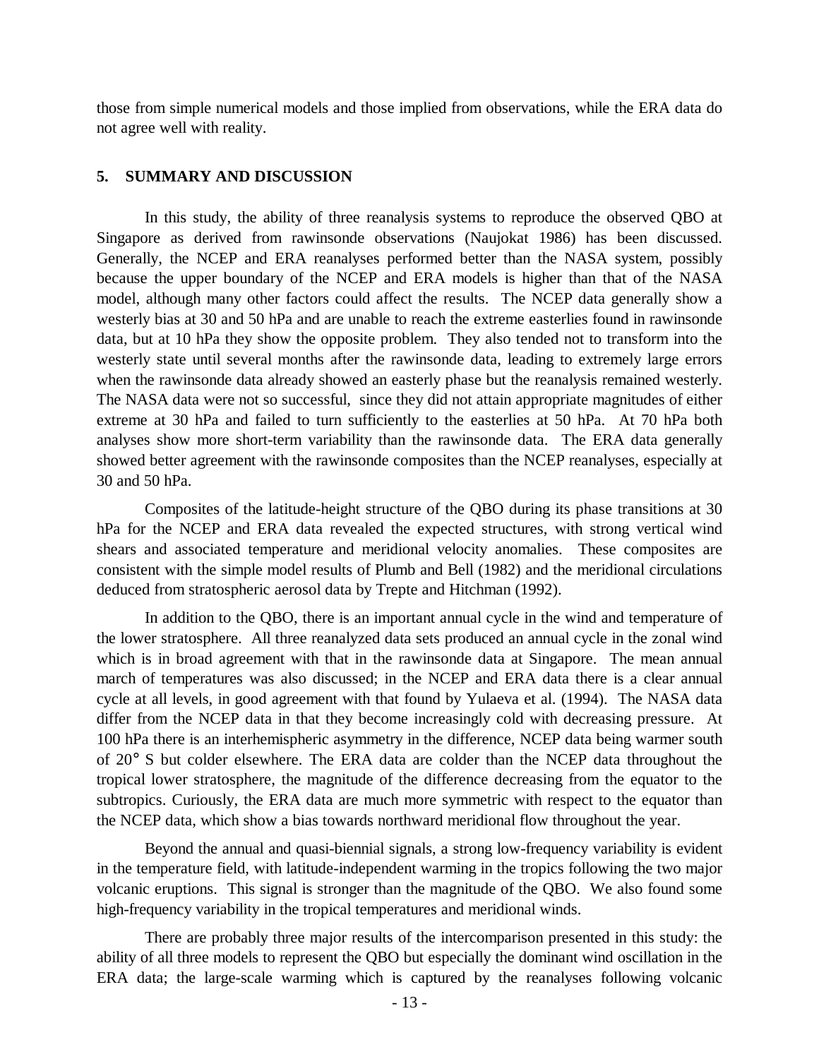those from simple numerical models and those implied from observations, while the ERA data do not agree well with reality.

## 5. SUMMARY AND DISCUSSION

In this study, the ability of three reanalysis systems to reproduce the observed QBO at Singapore as derived from rawinsonde observations (Naujokat 1986) has been discussed. Generally, the NCEP and ERA reanalyses performed better than the NASA system, possibly because the upper boundary of the NCEP and ERA models is higher than that of the NASA model, although many other factors could affect the results. The NCEP data generally show a westerly bias at 30 and 50 hPa and are unable to reach the extreme easterlies found in rawinsonde data, but at 10 hPa they show the opposite problem. They also tended not to transform into the westerly state until several months after the rawinsonde data, leading to extremely large errors when the rawinsonde data already showed an easterly phase but the reanalysis remained westerly. The NASA data were not so successful, since they did not attain appropriate magnitudes of either extreme at 30 hPa and failed to turn sufficiently to the easterlies at 50 hPa. At 70 hPa both analyses show more short-term variability than the rawinsonde data. The ERA data generally showed better agreement with the rawinsonde composites than the NCEP reanalyses, especially at 30 and 50 hPa.

Composites of the latitude-height structure of the QBO during its phase transitions at 30 hPa for the NCEP and ERA data revealed the expected structures, with strong vertical wind shears and associated temperature and meridional velocity anomalies. These composites are consistent with the simple model results of Plumb and Bell (1982) and the meridional circulations deduced from stratospheric aerosol data by Trepte and Hitchman (1992).

In addition to the QBO, there is an important annual cycle in the wind and temperature of the lower stratosphere. All three reanalyzed data sets produced an annual cycle in the zonal wind which is in broad agreement with that in the rawinsonde data at Singapore. The mean annual march of temperatures was also discussed; in the NCEP and ERA data there is a clear annual cycle at all levels, in good agreement with that found by Yulaeva et al. (1994). The NASA data differ from the NCEP data in that they become increasingly cold with decreasing pressure. At 100 hPa there is an interhemispheric asymmetry in the difference, NCEP data being warmer south of 20° S but colder elsewhere. The ERA data are colder than the NCEP data throughout the tropical lower stratosphere, the magnitude of the difference decreasing from the equator to the subtropics. Curiously, the ERA data are much more symmetric with respect to the equator than the NCEP data, which show a bias towards northward meridional flow throughout the year.

Beyond the annual and quasi-biennial signals, a strong low-frequency variability is evident in the temperature field, with latitude-independent warming in the tropics following the two major volcanic eruptions. This signal is stronger than the magnitude of the QBO. We also found some high-frequency variability in the tropical temperatures and meridional winds.

There are probably three major results of the intercomparison presented in this study: the ability of all three models to represent the QBO but especially the dominant wind oscillation in the ERA data; the large-scale warming which is captured by the reanalyses following volcanic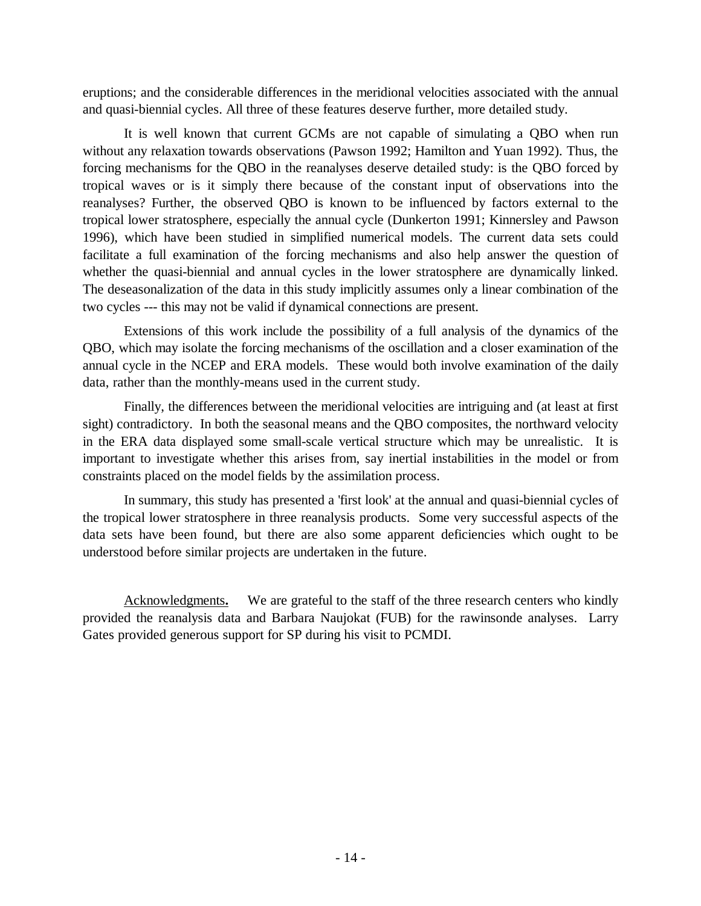eruptions; and the considerable differences in the meridional velocities associated with the annual and quasi-biennial cycles. All three of these features deserve further, more detailed study.

It is well known that current GCMs are not capable of simulating a QBO when run without any relaxation towards observations (Pawson 1992; Hamilton and Yuan 1992). Thus, the forcing mechanisms for the QBO in the reanalyses deserve detailed study: is the QBO forced by tropical waves or is it simply there because of the constant input of observations into the reanalyses? Further, the observed QBO is known to be influenced by factors external to the tropical lower stratosphere, especially the annual cycle (Dunkerton 1991; Kinnersley and Pawson 1996), which have been studied in simplified numerical models. The current data sets could facilitate a full examination of the forcing mechanisms and also help answer the question of whether the quasi-biennial and annual cycles in the lower stratosphere are dynamically linked. The deseasonalization of the data in this study implicitly assumes only a linear combination of the two cycles --- this may not be valid if dynamical connections are present.

Extensions of this work include the possibility of a full analysis of the dynamics of the QBO, which may isolate the forcing mechanisms of the oscillation and a closer examination of the annual cycle in the NCEP and ERA models. These would both involve examination of the daily data, rather than the monthly-means used in the current study.

Finally, the differences between the meridional velocities are intriguing and (at least at first sight) contradictory. In both the seasonal means and the QBO composites, the northward velocity in the ERA data displayed some small-scale vertical structure which may be unrealistic. It is important to investigate whether this arises from, say inertial instabilities in the model or from constraints placed on the model fields by the assimilation process.

In summary, this study has presented a 'first look' at the annual and quasi-biennial cycles of the tropical lower stratosphere in three reanalysis products. Some very successful aspects of the data sets have been found, but there are also some apparent deficiencies which ought to be understood before similar projects are undertaken in the future.

Acknowledgments**.** We are grateful to the staff of the three research centers who kindly provided the reanalysis data and Barbara Naujokat (FUB) for the rawinsonde analyses. Larry Gates provided generous support for SP during his visit to PCMDI.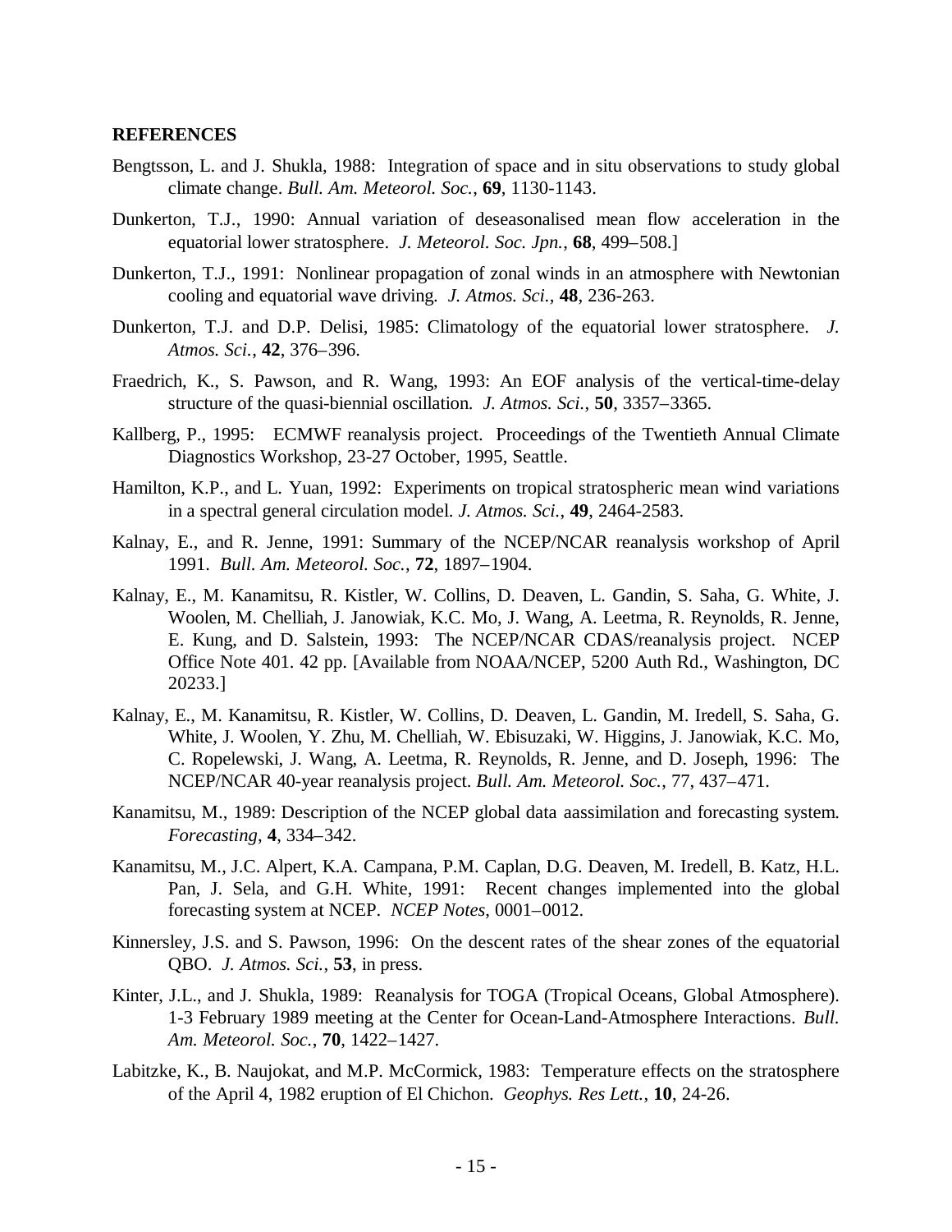**REFERENCES**

Bengtsson, L. and J. Shukla, 1988: Integration of space and in situ observations to study global climate change. *Bull. Am. Meteorol. Soc.*, **69**, 1130-1143.

Dunkerton, T.J., 1990: Annual variation of deseasonalised mean flow acceleration in the equatorial lower stratosphere. *J. Meteorol. Soc. Jpn.*, **68**, 499–508.]

Dunkerton, T.J., 1991: Nonlinear propagation of zonal winds in an atmosphere with Newtonian cooling and equatorial wave driving. *J. Atmos. Sci.*, **48**, 236-263.

Dunkerton, T.J. and D.P. Delisi, 1985: Climatology of the equatorial lower stratosphere. *J. Atmos. Sci.*, **42**, 376–396.

Fraedrich, K., S. Pawson, and R. Wang, 1993: An EOF analysis of the vertical-time-delay structure of the quasi-biennial oscillation. *J. Atmos. Sci.*, **50**, 3357–3365.

Kallberg, P., 1995: ECMWF reanalysis project. Proceedings of the Twentieth Annual Climate Diagnostics Workshop, 23-27 October, 1995, Seattle.

Hamilton, K.P., and L. Yuan, 1992: Experiments on tropical stratospheric mean wind variations in a spectral general circulation model. *J. Atmos. Sci.*, **49**, 2464-2583.

Kalnay, E., and R. Jenne, 1991: Summary of the NCEP/NCAR reanalysis workshop of April 1991. *Bull. Am. Meteorol. Soc.*, **72**, 1897–1904.

Kalnay, E., M. Kanamitsu, R. Kistler, W. Collins, D. Deaven, L. Gandin, S. Saha, G. White, J. Woolen, M. Chelliah, J. Janowiak, K.C. Mo, J. Wang, A. Leetma, R. Reynolds, R. Jenne, E. Kung, and D. Salstein, 1993: The NCEP/NCAR CDAS/reanalysis project. NCEP Office Note 401. 42 pp. [Available from NOAA/NCEP, 5200 Auth Rd., Washington, DC 20233.]

Kalnay, E., M. Kanamitsu, R. Kistler, W. Collins, D. Deaven, L. Gandin, M. Iredell, S. Saha, G. White, J. Woolen, Y. Zhu, M. Chelliah, W. Ebisuzaki, W. Higgins, J. Janowiak, K.C. Mo, C. Ropelewski, J. Wang, A. Leetma, R. Reynolds, R. Jenne, and D. Joseph, 1996: The NCEP/NCAR 40-year reanalysis project. *Bull. Am. Meteorol. Soc.*, 77, 437–471.

Kanamitsu, M., 1989: Description of the NCEP global data aassimilation and forecasting system. *Forecasting*, **4**, 334–342.

Kanamitsu, M., J.C. Alpert, K.A. Campana, P.M. Caplan, D.G. Deaven, M. Iredell, B. Katz, H.L. Pan, J. Sela, and G.H. White, 1991: Recent changes implemented into the global forecasting system at NCEP. *NCEP Notes*, 0001–0012.

Kinnersley, J.S. and S. Pawson, 1996: On the descent rates of the shear zones of the equatorial QBO. *J. Atmos. Sci.*, **53**, in press.

Kinter, J.L., and J. Shukla, 1989: Reanalysis for TOGA (Tropical Oceans, Global Atmosphere). 1-3 February 1989 meeting at the Center for Ocean-Land-Atmosphere Interactions. *Bull. Am. Meteorol. Soc.*, **70**, 1422–1427.

Labitzke, K., B. Naujokat, and M.P. McCormick, 1983: Temperature effects on the stratosphere of the April 4, 1982 eruption of El Chichon. *Geophys. Res Lett.*, **10**, 24-26.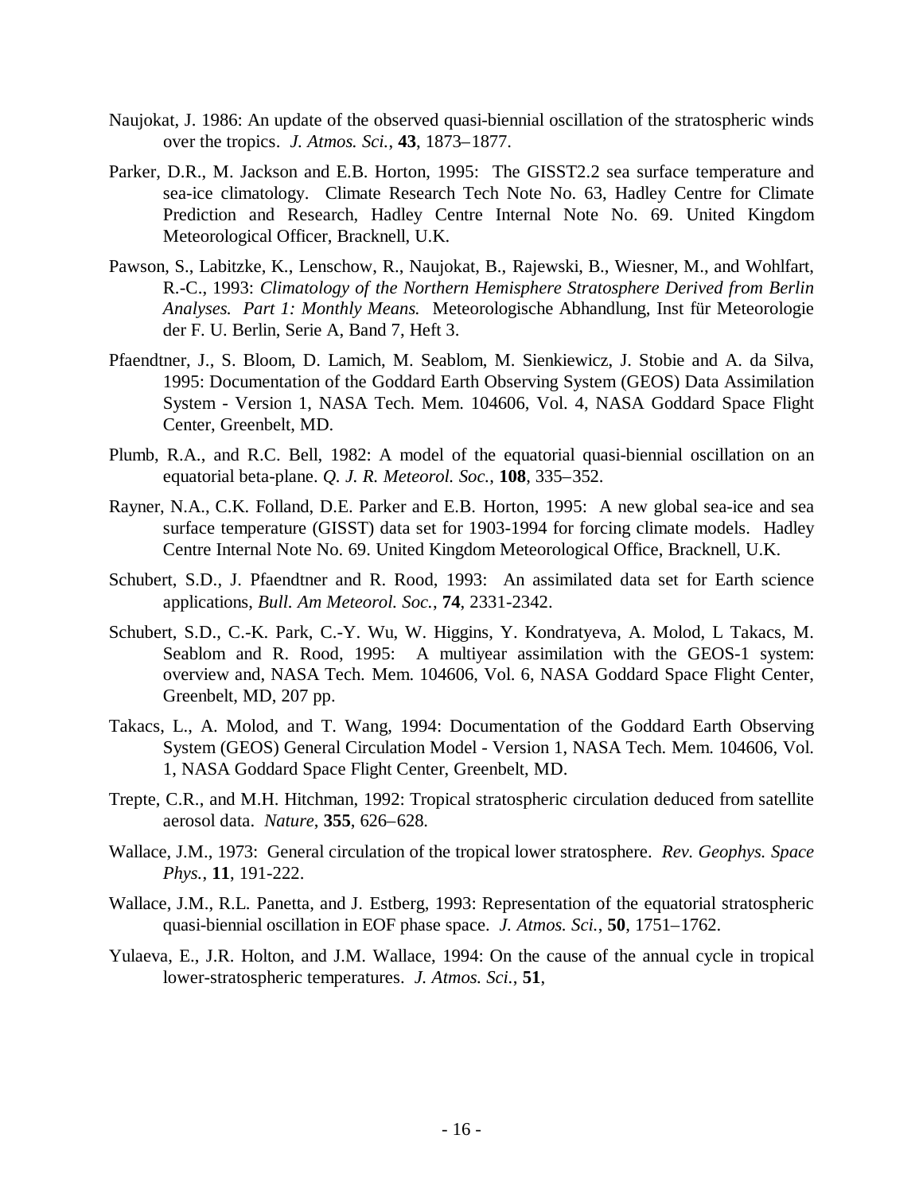Naujokat, J. 1986: An update of the observed quasi-biennial oscillation of the stratospheric winds over the tropics. *J. Atmos. Sci.*, **43**, 1873–1877.

Parker, D.R., M. Jackson and E.B. Horton, 1995: The GISST2.2 sea surface temperature and sea-ice climatology. Climate Research Tech Note No. 63, Hadley Centre for Climate Prediction and Research, Hadley Centre Internal Note No. 69. United Kingdom Meteorological Officer, Bracknell, U.K.

Pawson, S., Labitzke, K., Lenschow, R., Naujokat, B., Rajewski, B., Wiesner, M., and Wohlfart, R.-C., 1993: *Climatology of the Northern Hemisphere Stratosphere Derived from Berlin Analyses. Part 1: Monthly Means.* Meteorologische Abhandlung, Inst für Meteorologie der F. U. Berlin, Serie A, Band 7, Heft 3.

Pfaendtner, J., S. Bloom, D. Lamich, M. Seablom, M. Sienkiewicz, J. Stobie and A. da Silva, 1995: Documentation of the Goddard Earth Observing System (GEOS) Data Assimilation System - Version 1, NASA Tech. Mem. 104606, Vol. 4, NASA Goddard Space Flight Center, Greenbelt, MD.

Plumb, R.A., and R.C. Bell, 1982: A model of the equatorial quasi-biennial oscillation on an equatorial beta-plane. *Q. J. R. Meteorol. Soc.*, **108**, 335–352.

Rayner, N.A., C.K. Folland, D.E. Parker and E.B. Horton, 1995: A new global sea-ice and sea surface temperature (GISST) data set for 1903-1994 for forcing climate models. Hadley Centre Internal Note No. 69. United Kingdom Meteorological Office, Bracknell, U.K.

Schubert, S.D., J. Pfaendtner and R. Rood, 1993: An assimilated data set for Earth science applications, *Bull. Am Meteorol. Soc.*, **74**, 2331-2342.

Schubert, S.D., C.-K. Park, C.-Y. Wu, W. Higgins, Y. Kondratyeva, A. Molod, L Takacs, M. Seablom and R. Rood, 1995: A multiyear assimilation with the GEOS-1 system: overview and, NASA Tech. Mem. 104606, Vol. 6, NASA Goddard Space Flight Center, Greenbelt, MD, 207 pp.

Takacs, L., A. Molod, and T. Wang, 1994: Documentation of the Goddard Earth Observing System (GEOS) General Circulation Model - Version 1, NASA Tech. Mem. 104606, Vol. 1, NASA Goddard Space Flight Center, Greenbelt, MD.

Trepte, C.R., and M.H. Hitchman, 1992: Tropical stratospheric circulation deduced from satellite aerosol data. *Nature*, **355**, 626–628.

Wallace, J.M., 1973: General circulation of the tropical lower stratosphere. *Rev. Geophys. Space Phys.*, **11**, 191-222.

Wallace, J.M., R.L. Panetta, and J. Estberg, 1993: Representation of the equatorial stratospheric quasi-biennial oscillation in EOF phase space. *J. Atmos. Sci.*, **50**, 1751–1762.

Yulaeva, E., J.R. Holton, and J.M. Wallace, 1994: On the cause of the annual cycle in tropical lower-stratospheric temperatures. *J. Atmos. Sci.*, **51**,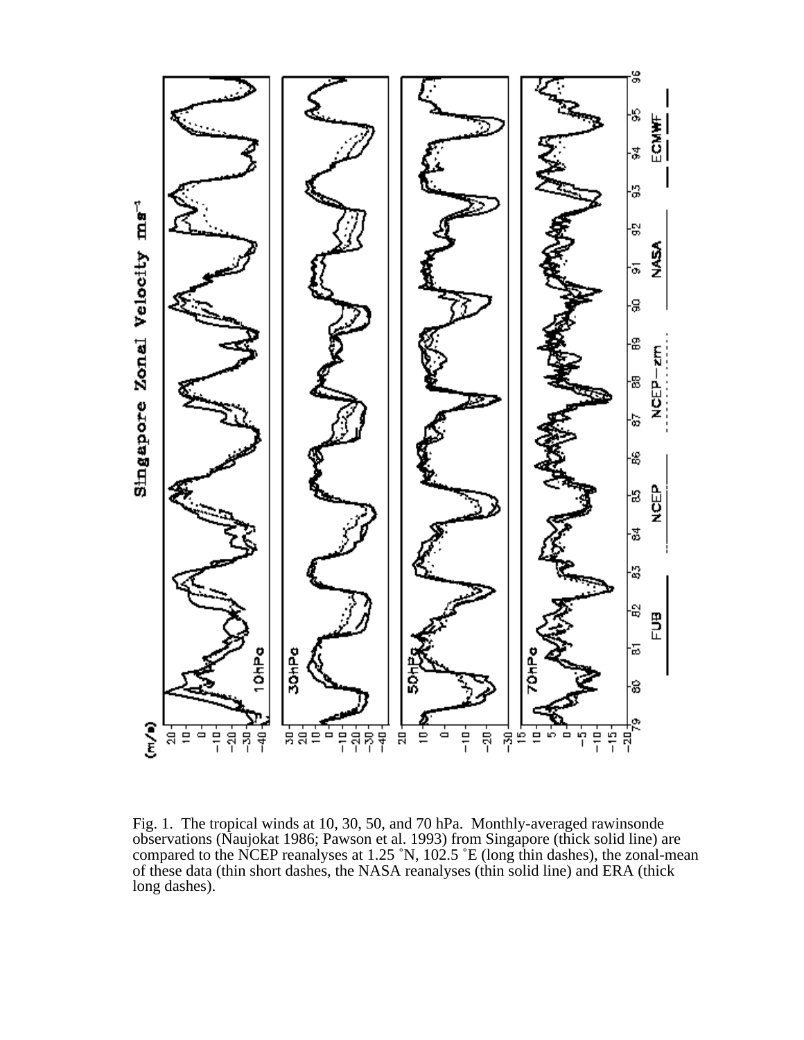Fig. 1. The tropical winds at 10, 30, 50, and 70 hPa. Monthly-averaged rawinsonde observations (Naujokat 1986; Pawson et al. 1993) from Singapore (thick solid line) are compared to the NCEP reanalyses at 1.25 ˚N, 102.5 ˚E (long thin dashes), the zonal-mean of these data (thin short dashes, the NASA reanalyses (thin solid line) and ERA (thick long dashes).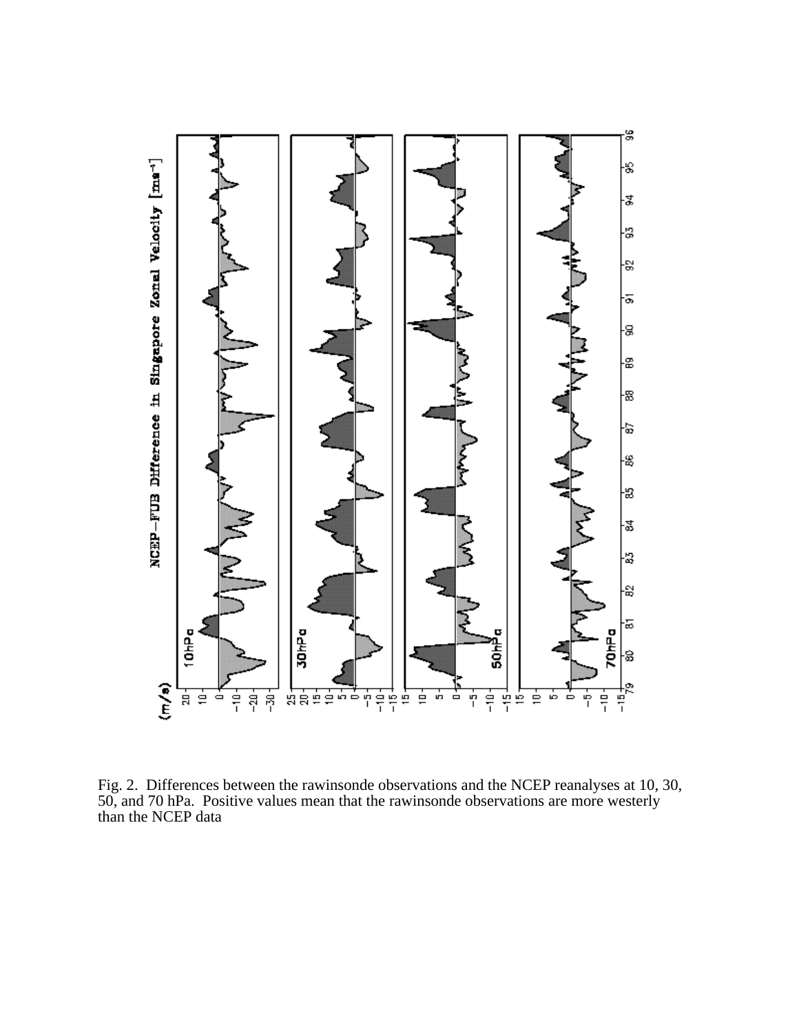Fig. 2. Differences between the rawinsonde observations and the NCEP reanalyses at 10, 30, 50, and 70 hPa. Positive values mean that the rawinsonde observations are more westerly than the NCEP data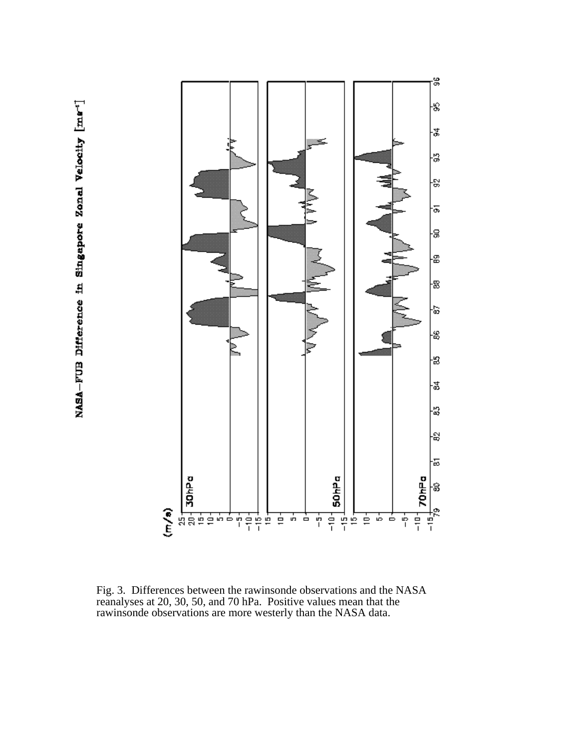Fig. 3. Differences between the rawinsonde observations and the NASA reanalyses at 20, 30, 50, and 70 hPa. Positive values mean that the rawinsonde observations are more westerly than the NASA data.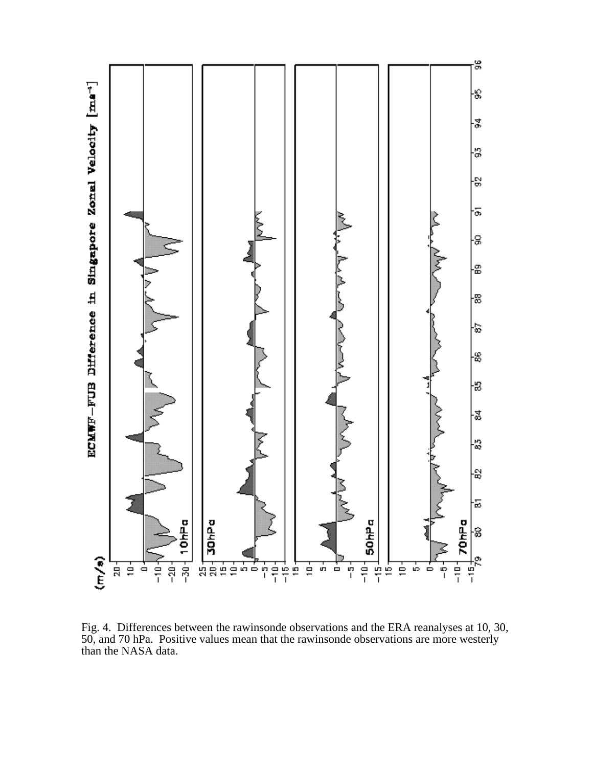Fig. 4. Differences between the rawinsonde observations and the ERA reanalyses at 10, 30, 50, and 70 hPa. Positive values mean that the rawinsonde observations are more westerly than the NASA data.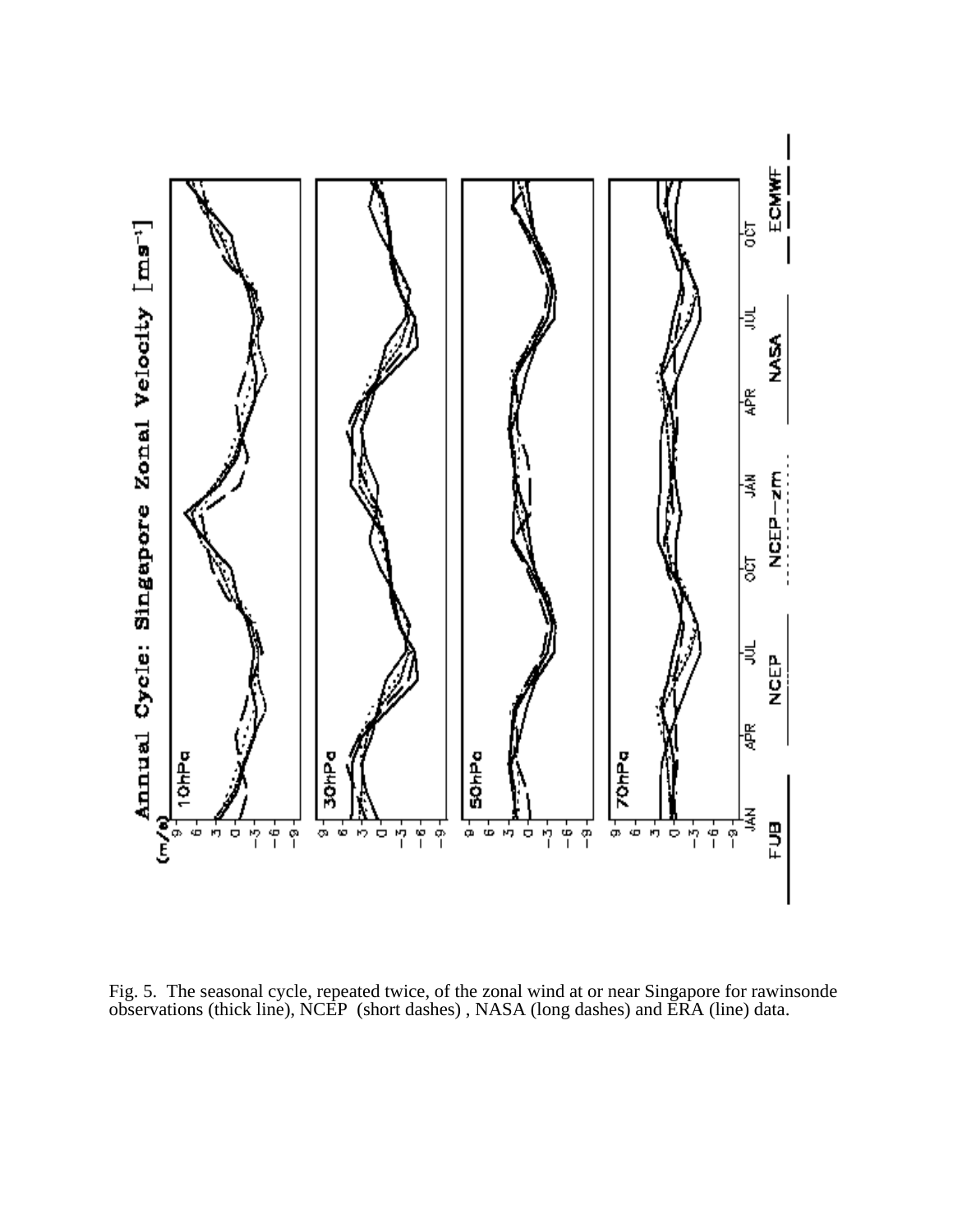Fig. 5. The seasonal cycle, repeated twice, of the zonal wind at or near Singapore for rawinsonde observations (thick line), NCEP (short dashes) , NASA (long dashes) and ERA (line) data.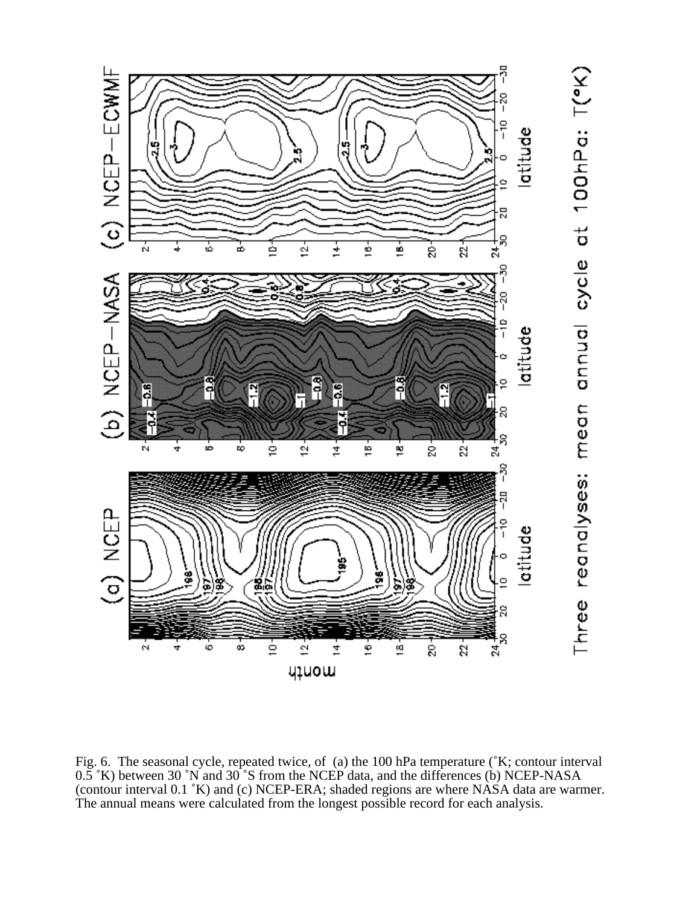Fig. 6. The seasonal cycle, repeated twice, of (a) the 100 hPa temperature (˚K; contour interval 0.5 ˚K) between 30 ˚N and 30 ˚S from the NCEP data, and the differences (b) NCEP-NASA (contour interval 0.1 ˚K) and (c) NCEP-ERA; shaded regions are where NASA data are warmer. The annual means were calculated from the longest possible record for each analysis.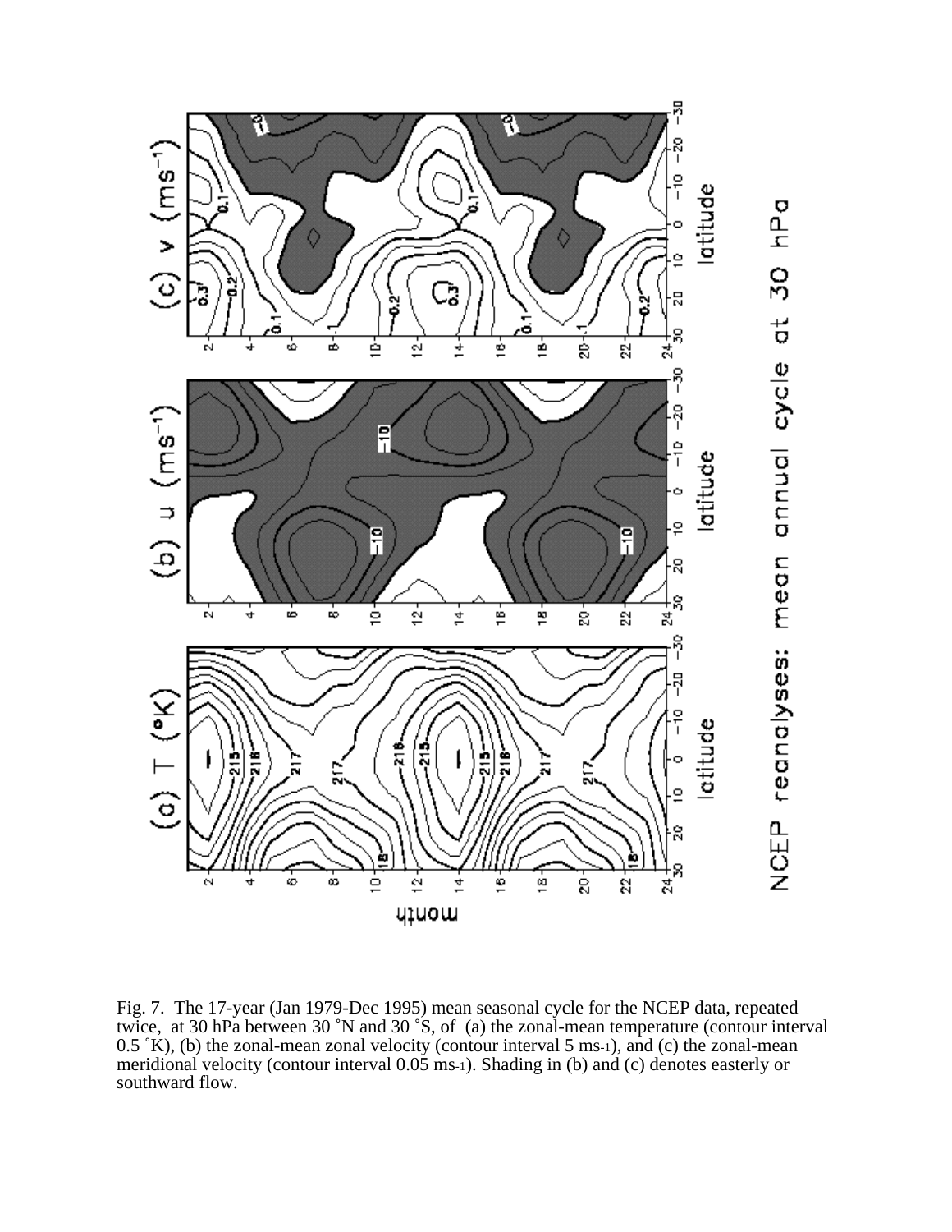Fig. 7. The 17-year (Jan 1979-Dec 1995) mean seasonal cycle for the NCEP data, repeated twice, at 30 hPa between 30 ˚N and 30 ˚S, of (a) the zonal-mean temperature (contour interval 0.5 ˚K), (b) the zonal-mean zonal velocity (contour interval 5 $ms^{-1}$), and (c) the zonal-mean meridional velocity (contour interval 0.05 $ms^{-1}$). Shading in (b) and (c) denotes easterly or southward flow.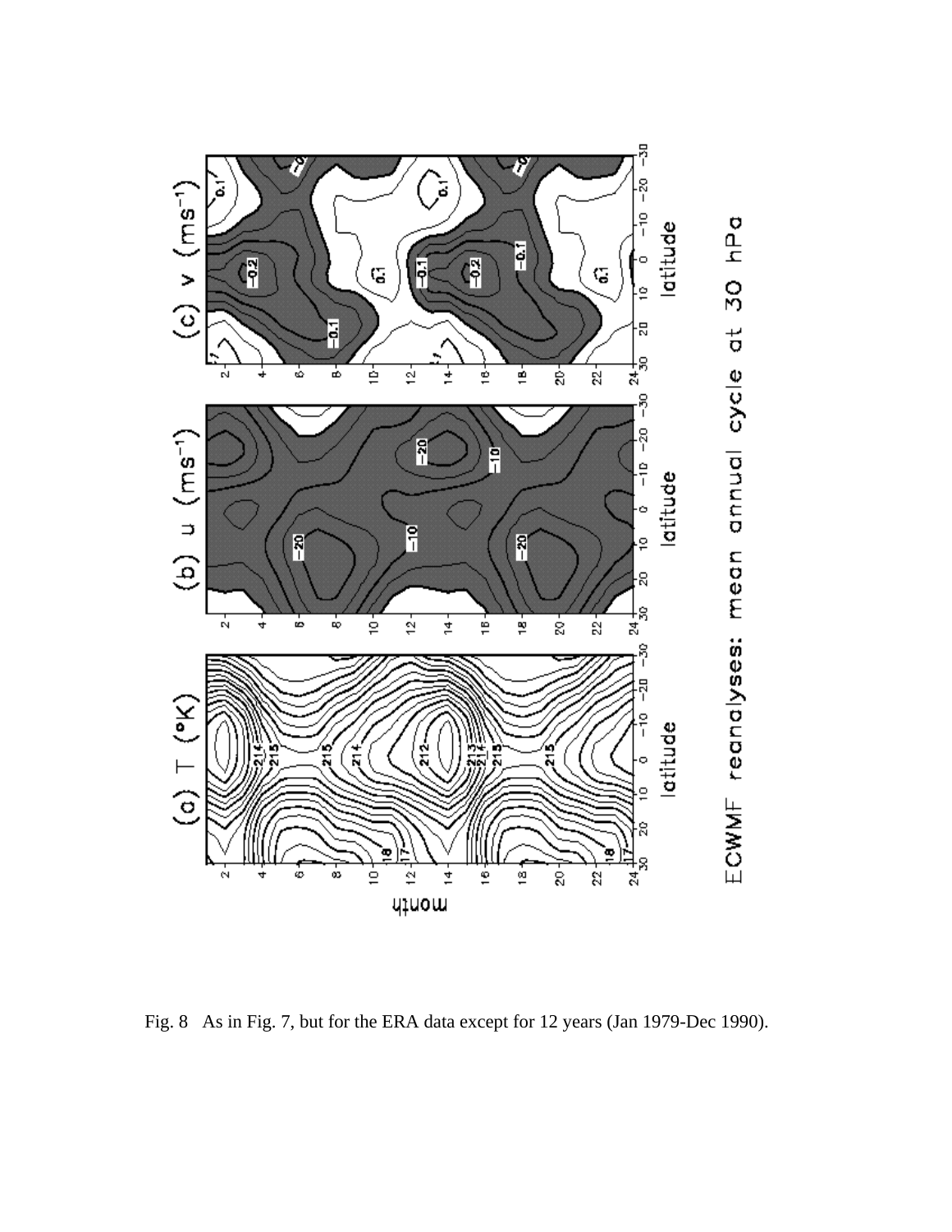Fig. 8 As in Fig. 7, but for the ERA data except for 12 years (Jan 1979-Dec 1990).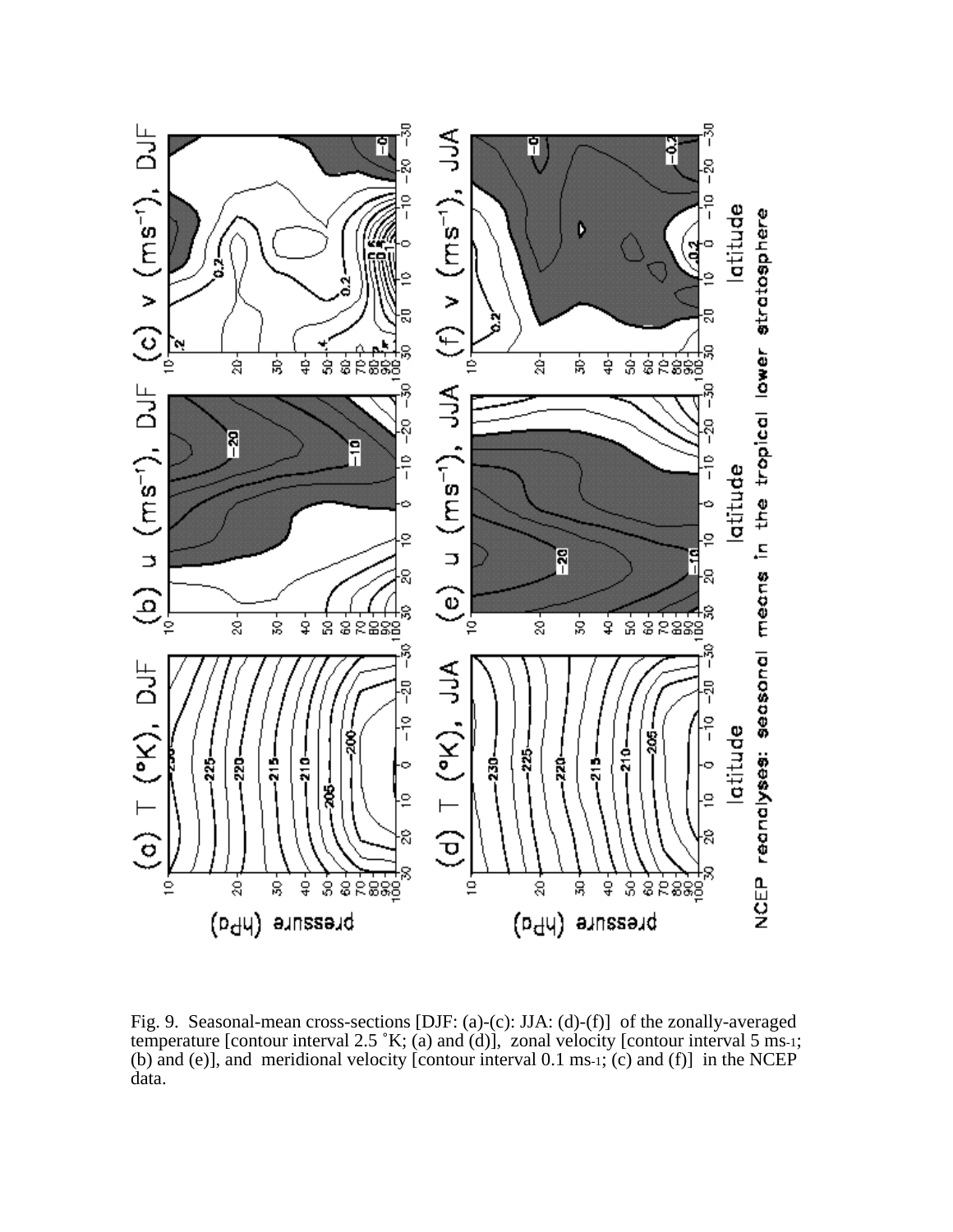Fig. 9. Seasonal-mean cross-sections [DJF: (a)-(c): JJA: (d)-(f)] of the zonally-averaged temperature [contour interval 2.5 ˚K; (a) and (d)], zonal velocity [contour interval 5 $ms^{-1}$; (b) and (e)], and meridional velocity [contour interval 0.1 $ms^{-1}$; (c) and (f)] in the NCEP data.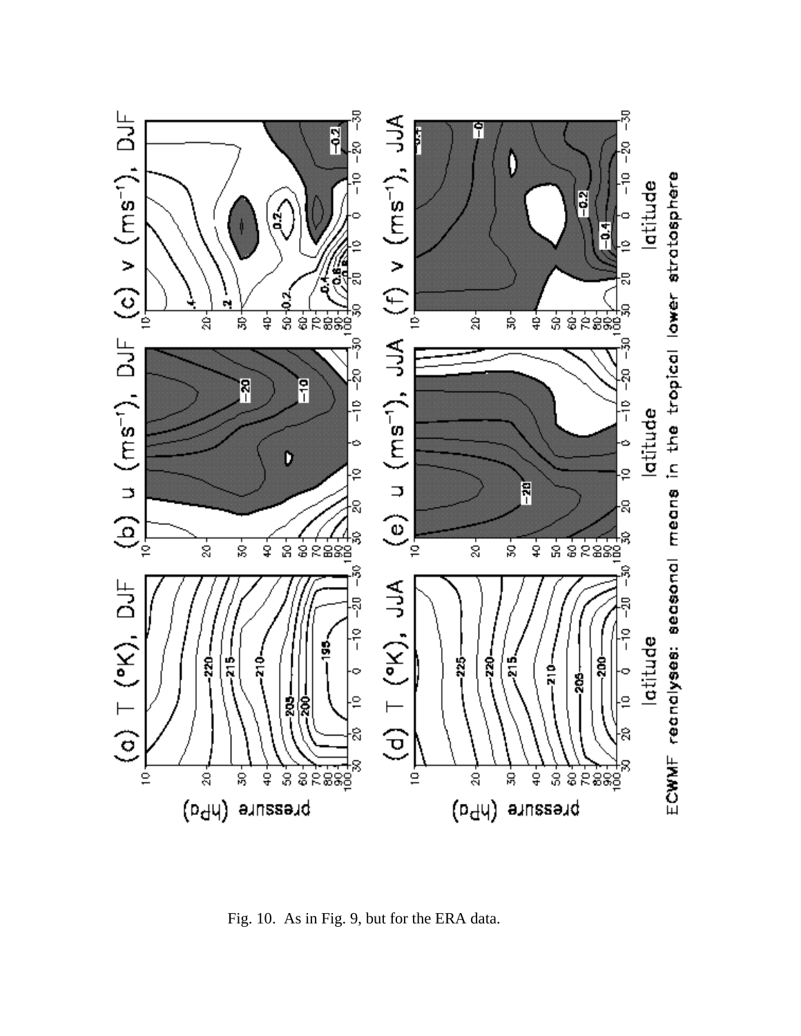Fig. 10. As in Fig. 9, but for the ERA data.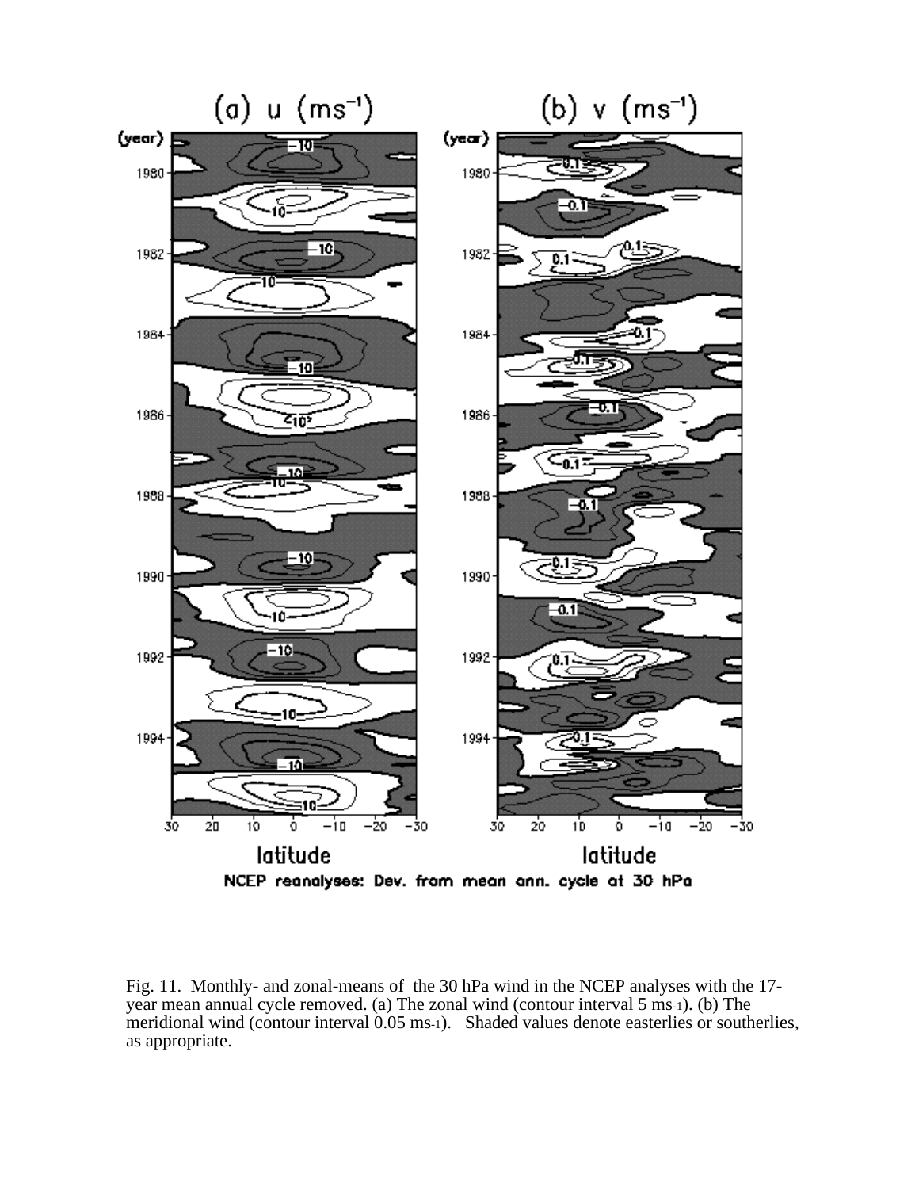Fig. 11. Monthly- and zonal-means of the 30 hPa wind in the NCEP analyses with the 17-year mean annual cycle removed. (a) The zonal wind (contour interval 5 $ms^{-1}$). (b) The meridional wind (contour interval 0.05 $ms^{-1}$). Shaded values denote easterlies or southerlies, as appropriate.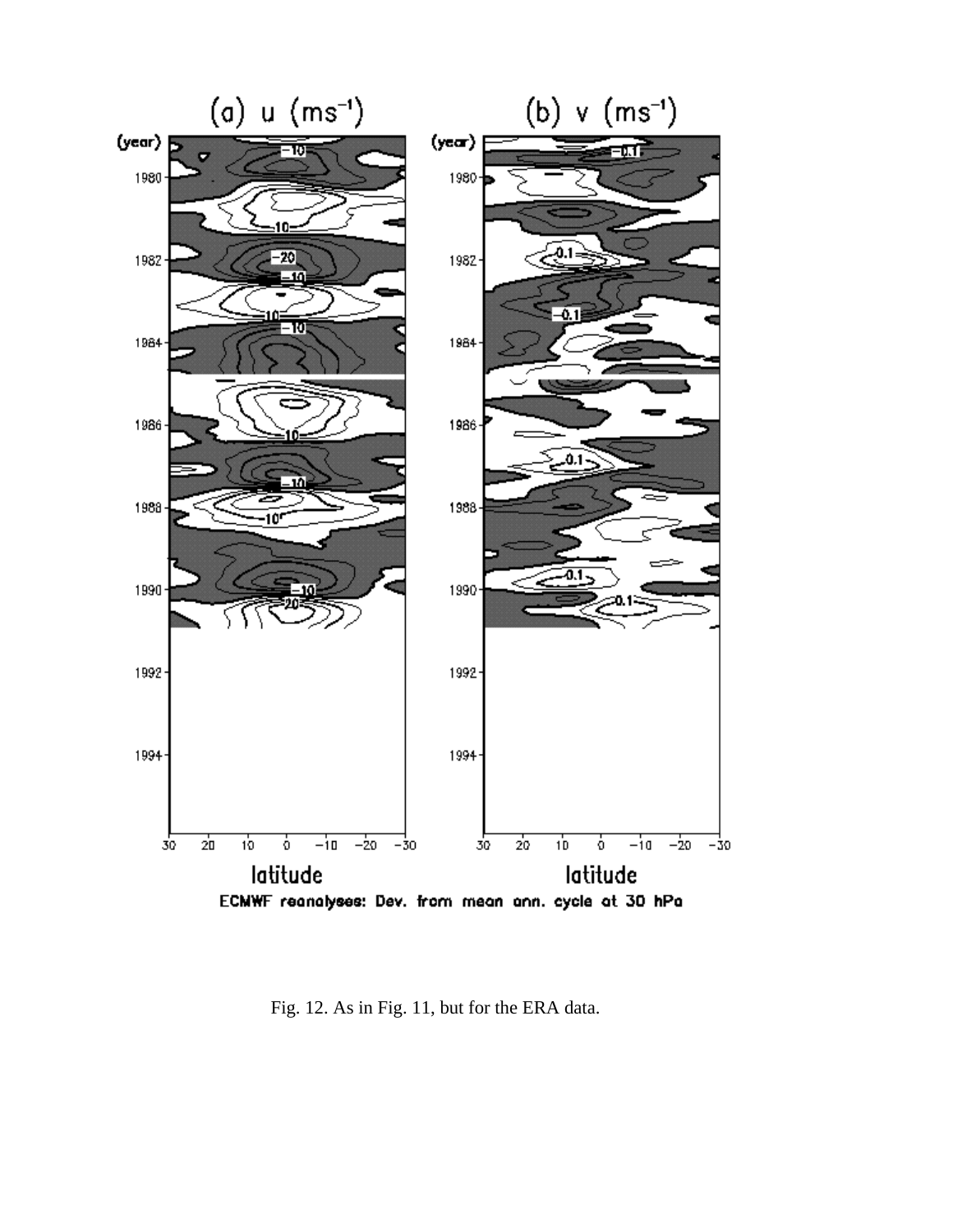Fig. 12. As in Fig. 11, but for the ERA data.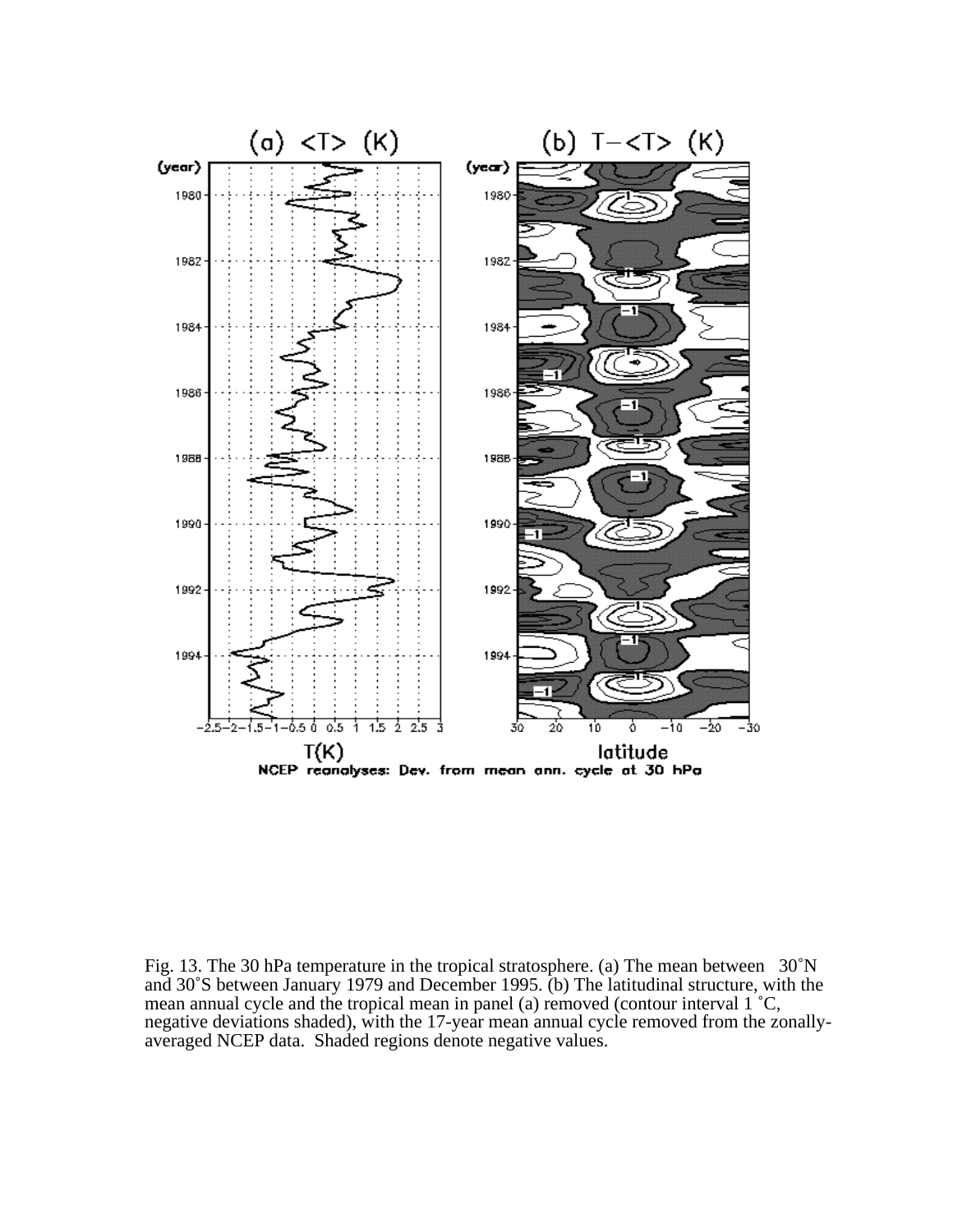Fig. 13. The 30 hPa temperature in the tropical stratosphere. (a) The mean between 30˚N and 30˚S between January 1979 and December 1995. (b) The latitudinal structure, with the mean annual cycle and the tropical mean in panel (a) removed (contour interval 1 ˚C, negative deviations shaded), with the 17-year mean annual cycle removed from the zonally-averaged NCEP data. Shaded regions denote negative values.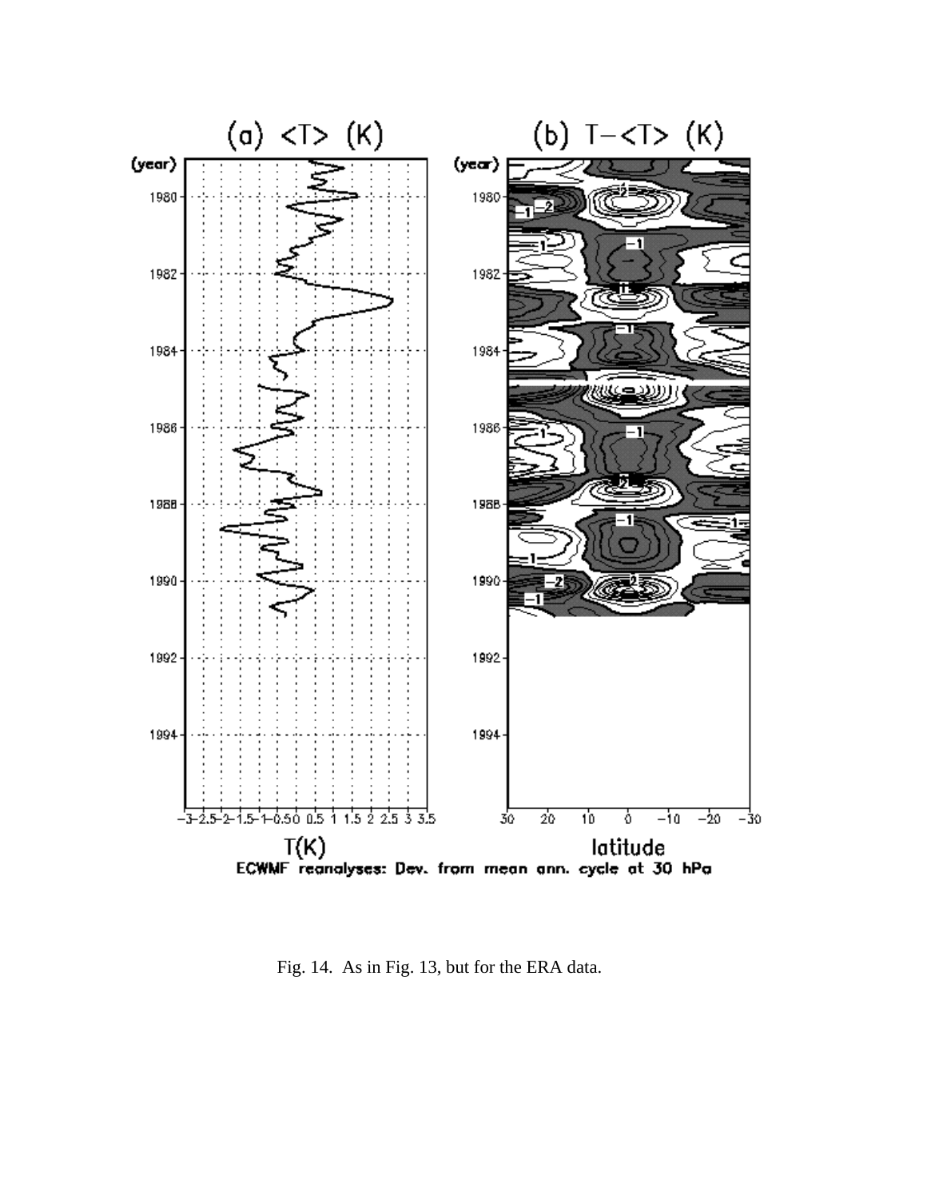Fig. 14. As in Fig. 13, but for the ERA data.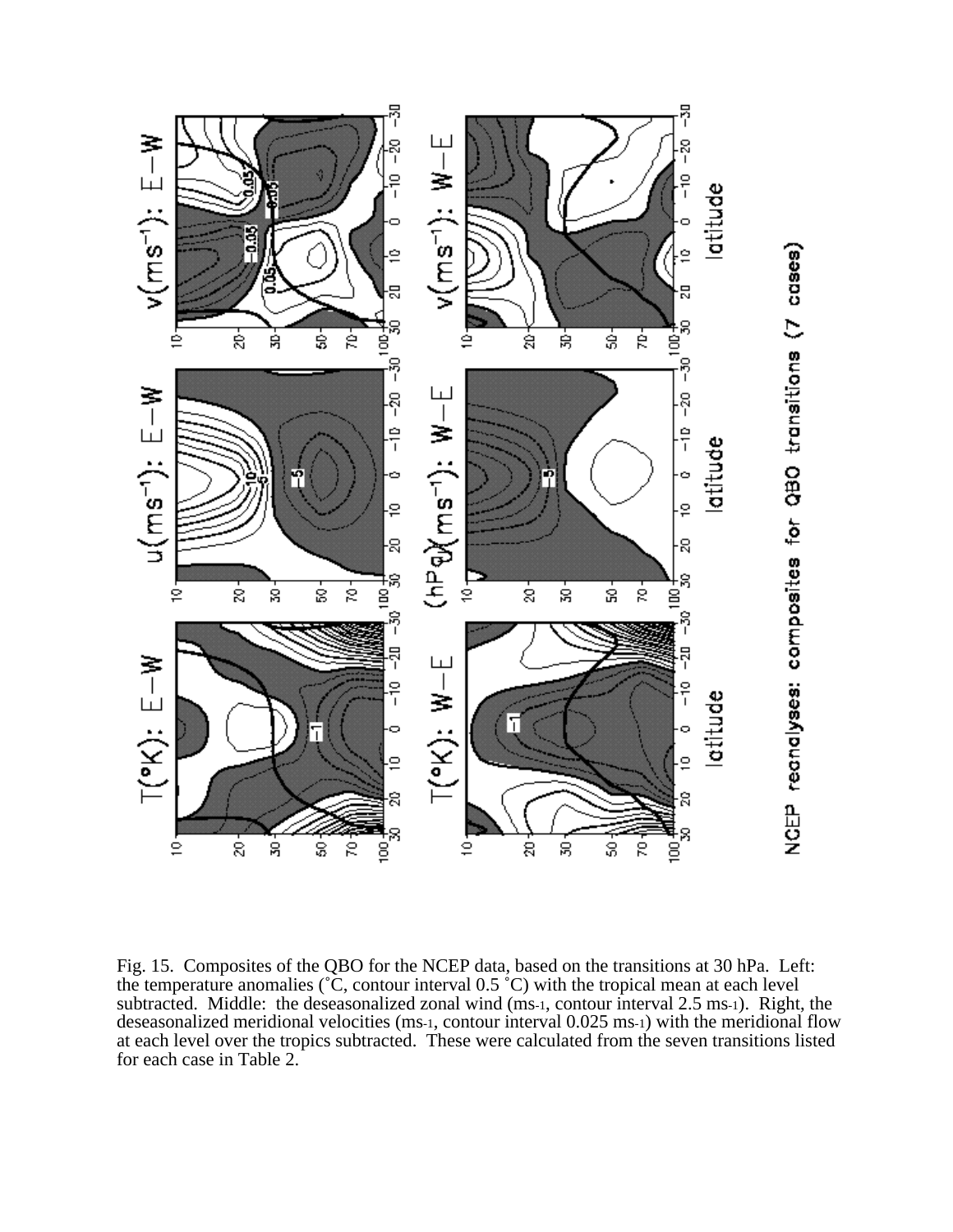Fig. 15. Composites of the QBO for the NCEP data, based on the transitions at 30 hPa. Left: the temperature anomalies (˚C, contour interval 0.5 ˚C) with the tropical mean at each level subtracted. Middle: the deseasonalized zonal wind (ms-1, contour interval 2.5 ms-1). Right, the deseasonalized meridional velocities (ms-1, contour interval 0.025 ms-1) with the meridional flow at each level over the tropics subtracted. These were calculated from the seven transitions listed for each case in Table 2.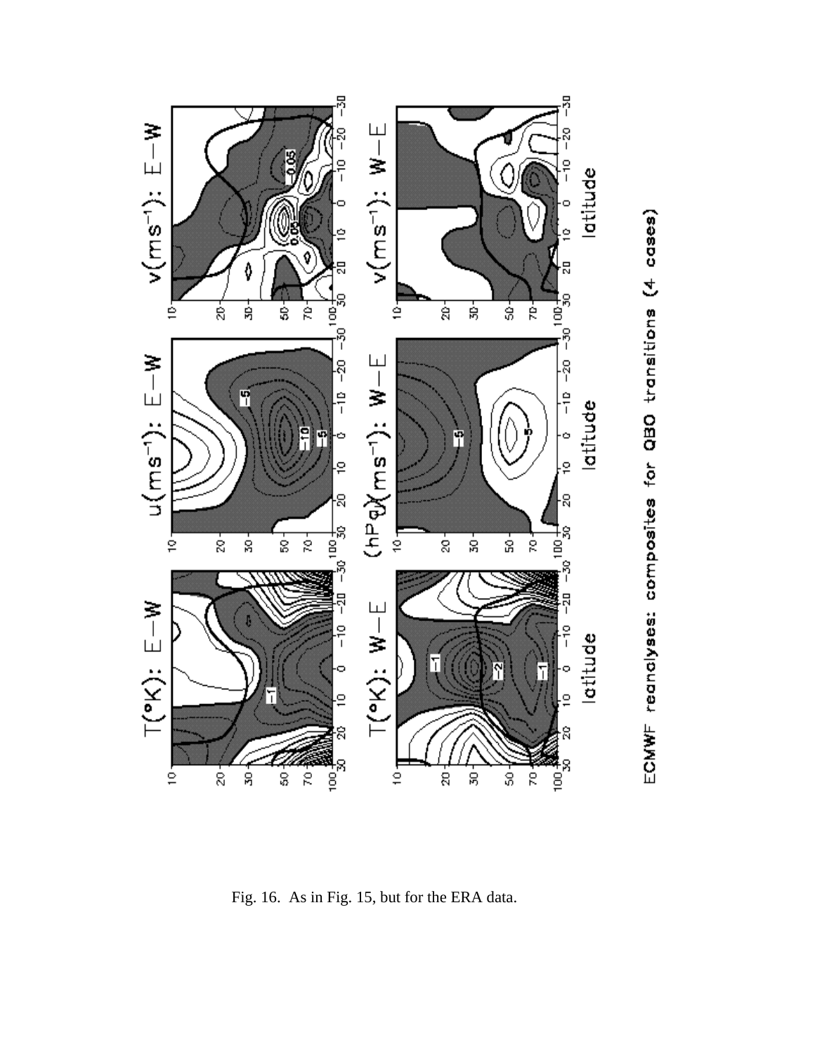Fig. 16. As in Fig. 15, but for the ERA data.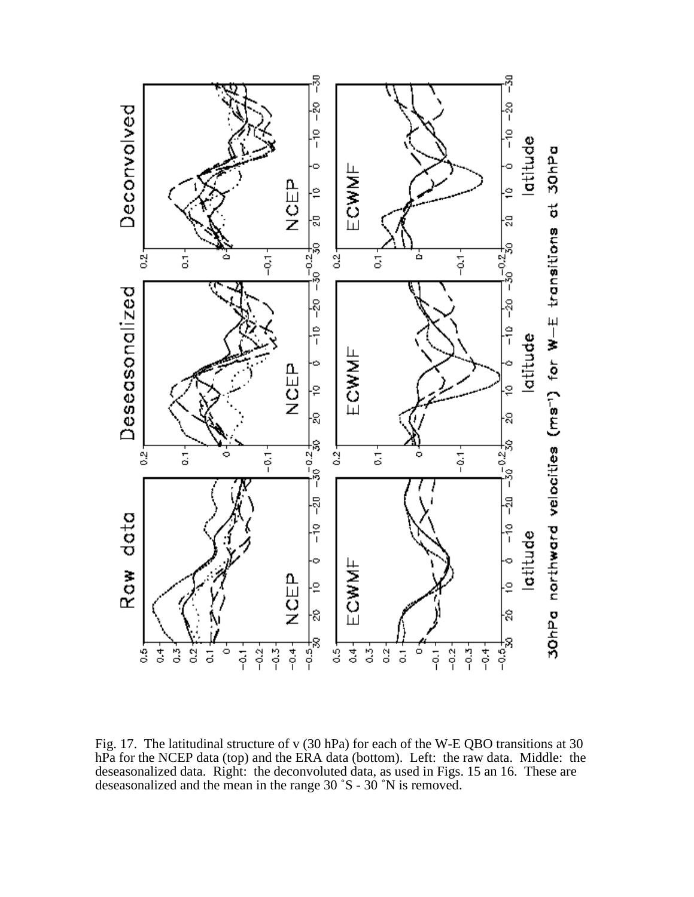Fig. 17. The latitudinal structure of v (30 hPa) for each of the W-E QBO transitions at 30 hPa for the NCEP data (top) and the ERA data (bottom). Left: the raw data. Middle: the deseasonalized data. Right: the deconvoluted data, as used in Figs. 15 an 16. These are deseasonalized and the mean in the range 30 ˚S - 30 ˚N is removed.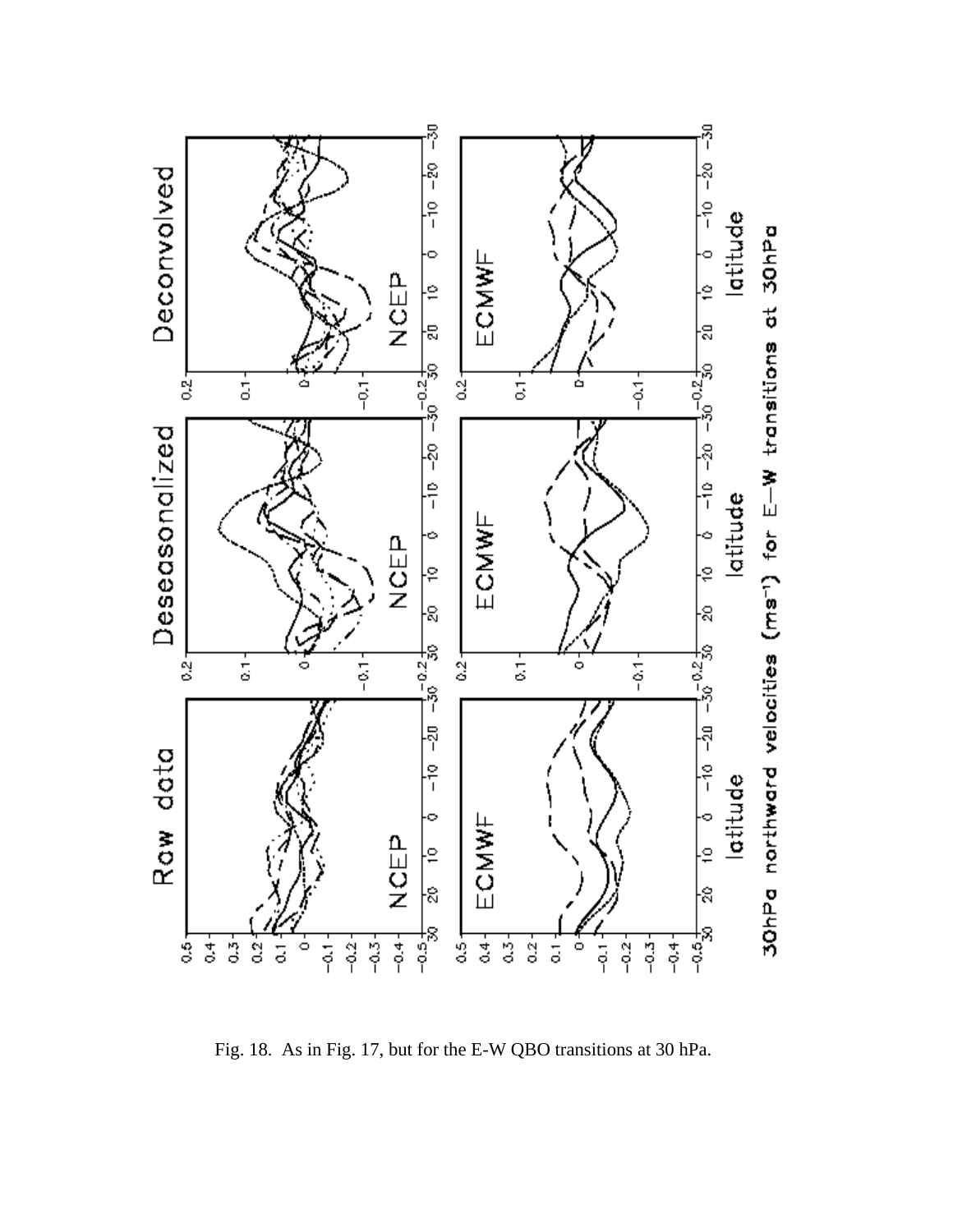Raw data

Deseasonalized

Deconvolved

NCEP

ECMWF

latitude

30hPa northward velocities (ms$^{-1}$) for E—W transitions at 30hPa

Fig. 18. As in Fig. 17, but for the E-W QBO transitions at 30 hPa.